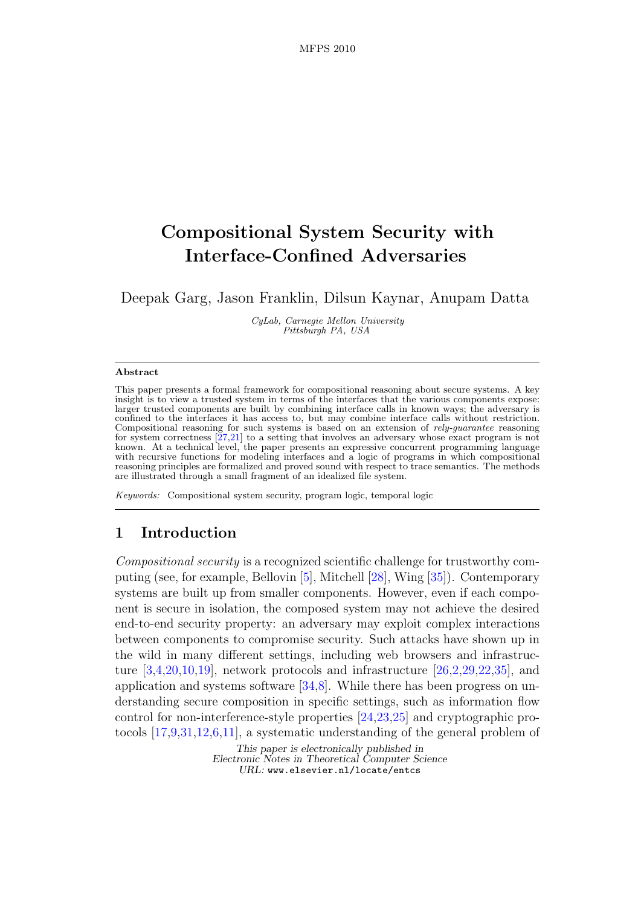# Compositional System Security with Interface-Confined Adversaries

Deepak Garg, Jason Franklin, Dilsun Kaynar, Anupam Datta

*CyLab, Carnegie Mellon University*
*Pittsburgh PA, USA*

---

### Abstract

This paper presents a formal framework for compositional reasoning about secure systems. A key insight is to view a trusted system in terms of the interfaces that the various components expose: larger trusted components are built by combining interface calls in known ways; the adversary is confined to the interfaces it has access to, but may combine interface calls without restriction. Compositional reasoning for such systems is based on an extension of *rely-guarantee* reasoning for system correctness [27,21] to a setting that involves an adversary whose exact program is not known. At a technical level, the paper presents an expressive concurrent programming language with recursive functions for modeling interfaces and a logic of programs in which compositional reasoning principles are formalized and proved sound with respect to trace semantics. The methods are illustrated through a small fragment of an idealized file system.

*Keywords:* Compositional system security, program logic, temporal logic

---

## 1 Introduction

*Compositional security* is a recognized scientific challenge for trustworthy computing (see, for example, Bellovin [5], Mitchell [28], Wing [35]). Contemporary systems are built up from smaller components. However, even if each component is secure in isolation, the composed system may not achieve the desired end-to-end security property: an adversary may exploit complex interactions between components to compromise security. Such attacks have shown up in the wild in many different settings, including web browsers and infrastructure [3,4,20,10,19], network protocols and infrastructure [26,2,29,22,35], and application and systems software [34,8]. While there has been progress on understanding secure composition in specific settings, such as information flow control for non-interference-style properties [24,23,25] and cryptographic protocols [17,9,31,12,6,11], a systematic understanding of the general problem of

This paper is electronically published in
Electronic Notes in Theoretical Computer Science
URL: www.elsevier.nl/locate/entcs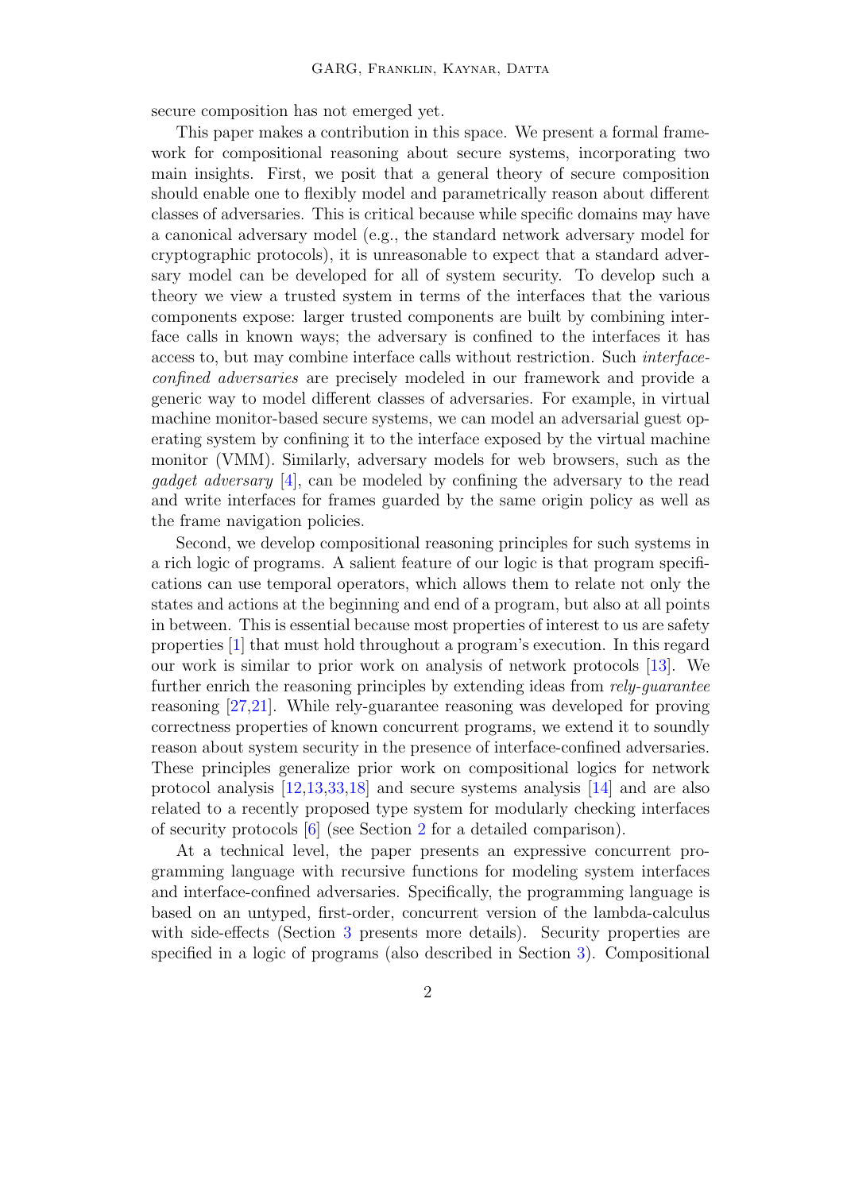secure composition has not emerged yet.

This paper makes a contribution in this space. We present a formal framework for compositional reasoning about secure systems, incorporating two main insights. First, we posit that a general theory of secure composition should enable one to flexibly model and parametrically reason about different classes of adversaries. This is critical because while specific domains may have a canonical adversary model (e.g., the standard network adversary model for cryptographic protocols), it is unreasonable to expect that a standard adversary model can be developed for all of system security. To develop such a theory we view a trusted system in terms of the interfaces that the various components expose: larger trusted components are built by combining interface calls in known ways; the adversary is confined to the interfaces it has access to, but may combine interface calls without restriction. Such *interface-confined adversaries* are precisely modeled in our framework and provide a generic way to model different classes of adversaries. For example, in virtual machine monitor-based secure systems, we can model an adversarial guest operating system by confining it to the interface exposed by the virtual machine monitor (VMM). Similarly, adversary models for web browsers, such as the *gadget adversary* [4], can be modeled by confining the adversary to the read and write interfaces for frames guarded by the same origin policy as well as the frame navigation policies.

Second, we develop compositional reasoning principles for such systems in a rich logic of programs. A salient feature of our logic is that program specifications can use temporal operators, which allows them to relate not only the states and actions at the beginning and end of a program, but also at all points in between. This is essential because most properties of interest to us are safety properties [1] that must hold throughout a program's execution. In this regard our work is similar to prior work on analysis of network protocols [13]. We further enrich the reasoning principles by extending ideas from *rely-guarantee* reasoning [27,21]. While rely-guarantee reasoning was developed for proving correctness properties of known concurrent programs, we extend it to soundly reason about system security in the presence of interface-confined adversaries. These principles generalize prior work on compositional logics for network protocol analysis [12,13,33,18] and secure systems analysis [14] and are also related to a recently proposed type system for modularly checking interfaces of security protocols [6] (see Section 2 for a detailed comparison).

At a technical level, the paper presents an expressive concurrent programming language with recursive functions for modeling system interfaces and interface-confined adversaries. Specifically, the programming language is based on an untyped, first-order, concurrent version of the lambda-calculus with side-effects (Section 3 presents more details). Security properties are specified in a logic of programs (also described in Section 3). Compositional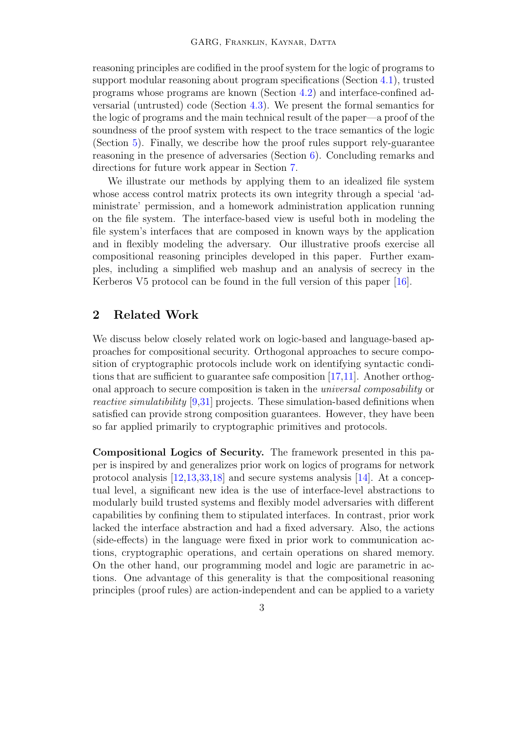reasoning principles are codified in the proof system for the logic of programs to support modular reasoning about program specifications (Section 4.1), trusted programs whose programs are known (Section 4.2) and interface-confined adversarial (untrusted) code (Section 4.3). We present the formal semantics for the logic of programs and the main technical result of the paper—a proof of the soundness of the proof system with respect to the trace semantics of the logic (Section 5). Finally, we describe how the proof rules support rely-guarantee reasoning in the presence of adversaries (Section 6). Concluding remarks and directions for future work appear in Section 7.

We illustrate our methods by applying them to an idealized file system whose access control matrix protects its own integrity through a special 'administrate' permission, and a homework administration application running on the file system. The interface-based view is useful both in modeling the file system's interfaces that are composed in known ways by the application and in flexibly modeling the adversary. Our illustrative proofs exercise all compositional reasoning principles developed in this paper. Further examples, including a simplified web mashup and an analysis of secrecy in the Kerberos V5 protocol can be found in the full version of this paper [16].

## 2 Related Work

We discuss below closely related work on logic-based and language-based approaches for compositional security. Orthogonal approaches to secure composition of cryptographic protocols include work on identifying syntactic conditions that are sufficient to guarantee safe composition [17,11]. Another orthogonal approach to secure composition is taken in the *universal composability* or *reactive simulatibility* [9,31] projects. These simulation-based definitions when satisfied can provide strong composition guarantees. However, they have been so far applied primarily to cryptographic primitives and protocols.

**Compositional Logics of Security.** The framework presented in this paper is inspired by and generalizes prior work on logics of programs for network protocol analysis [12,13,33,18] and secure systems analysis [14]. At a conceptual level, a significant new idea is the use of interface-level abstractions to modularly build trusted systems and flexibly model adversaries with different capabilities by confining them to stipulated interfaces. In contrast, prior work lacked the interface abstraction and had a fixed adversary. Also, the actions (side-effects) in the language were fixed in prior work to communication actions, cryptographic operations, and certain operations on shared memory. On the other hand, our programming model and logic are parametric in actions. One advantage of this generality is that the compositional reasoning principles (proof rules) are action-independent and can be applied to a variety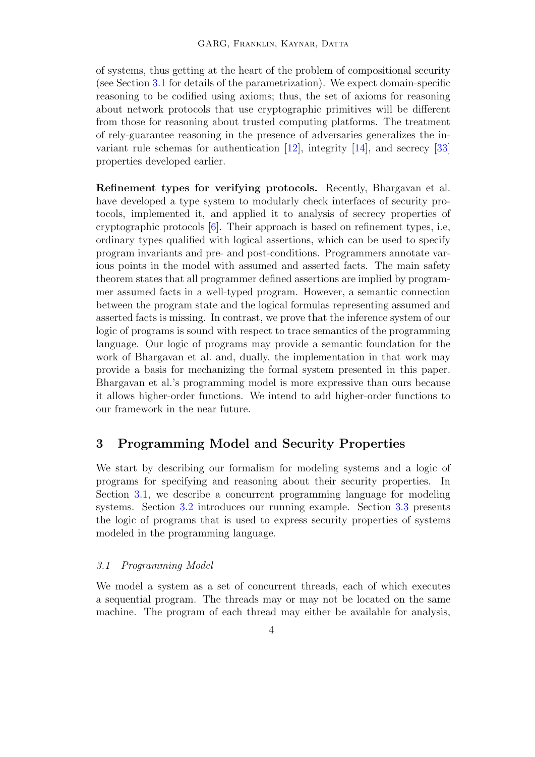of systems, thus getting at the heart of the problem of compositional security (see Section 3.1 for details of the parametrization). We expect domain-specific reasoning to be codified using axioms; thus, the set of axioms for reasoning about network protocols that use cryptographic primitives will be different from those for reasoning about trusted computing platforms. The treatment of rely-guarantee reasoning in the presence of adversaries generalizes the invariant rule schemas for authentication [12], integrity [14], and secrecy [33] properties developed earlier.

**Refinement types for verifying protocols.** Recently, Bhargavan et al. have developed a type system to modularly check interfaces of security protocols, implemented it, and applied it to analysis of secrecy properties of cryptographic protocols [6]. Their approach is based on refinement types, i.e, ordinary types qualified with logical assertions, which can be used to specify program invariants and pre- and post-conditions. Programmers annotate various points in the model with assumed and asserted facts. The main safety theorem states that all programmer defined assertions are implied by programmer assumed facts in a well-typed program. However, a semantic connection between the program state and the logical formulas representing assumed and asserted facts is missing. In contrast, we prove that the inference system of our logic of programs is sound with respect to trace semantics of the programming language. Our logic of programs may provide a semantic foundation for the work of Bhargavan et al. and, dually, the implementation in that work may provide a basis for mechanizing the formal system presented in this paper. Bhargavan et al.'s programming model is more expressive than ours because it allows higher-order functions. We intend to add higher-order functions to our framework in the near future.

## 3 Programming Model and Security Properties

We start by describing our formalism for modeling systems and a logic of programs for specifying and reasoning about their security properties. In Section 3.1, we describe a concurrent programming language for modeling systems. Section 3.2 introduces our running example. Section 3.3 presents the logic of programs that is used to express security properties of systems modeled in the programming language.

### *3.1 Programming Model*

We model a system as a set of concurrent threads, each of which executes a sequential program. The threads may or may not be located on the same machine. The program of each thread may either be available for analysis,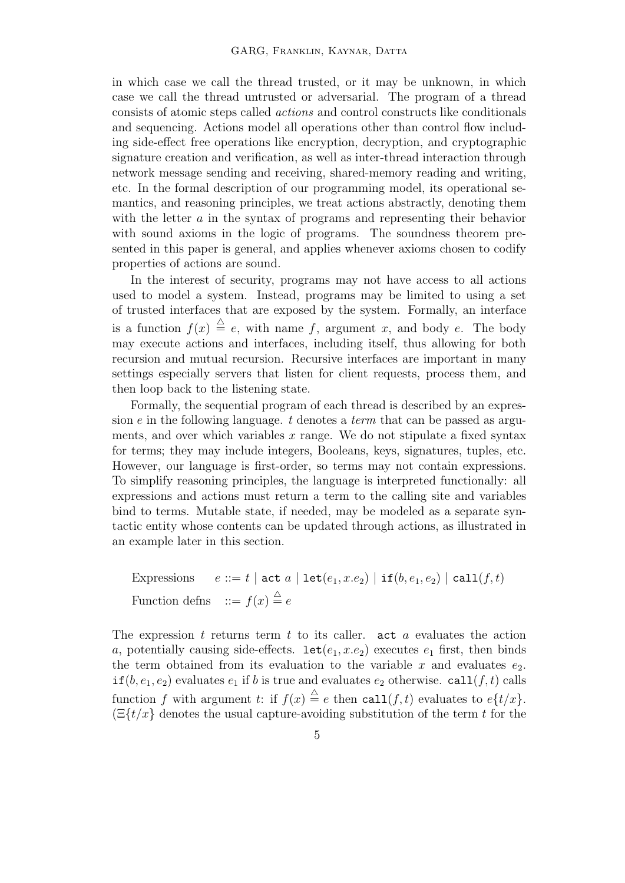in which case we call the thread trusted, or it may be unknown, in which case we call the thread untrusted or adversarial. The program of a thread consists of atomic steps called *actions* and control constructs like conditionals and sequencing. Actions model all operations other than control flow including side-effect free operations like encryption, decryption, and cryptographic signature creation and verification, as well as inter-thread interaction through network message sending and receiving, shared-memory reading and writing, etc. In the formal description of our programming model, its operational semantics, and reasoning principles, we treat actions abstractly, denoting them with the letter $a$ in the syntax of programs and representing their behavior with sound axioms in the logic of programs. The soundness theorem presented in this paper is general, and applies whenever axioms chosen to codify properties of actions are sound.

In the interest of security, programs may not have access to all actions used to model a system. Instead, programs may be limited to using a set of trusted interfaces that are exposed by the system. Formally, an interface is a function $f(x) \stackrel{\triangle}{=} e$, with name $f$, argument $x$, and body $e$. The body may execute actions and interfaces, including itself, thus allowing for both recursion and mutual recursion. Recursive interfaces are important in many settings especially servers that listen for client requests, process them, and then loop back to the listening state.

Formally, the sequential program of each thread is described by an expression $e$ in the following language. $t$ denotes a *term* that can be passed as arguments, and over which variables $x$ range. We do not stipulate a fixed syntax for terms; they may include integers, Booleans, keys, signatures, tuples, etc. However, our language is first-order, so terms may not contain expressions. To simplify reasoning principles, the language is interpreted functionally: all expressions and actions must return a term to the calling site and variables bind to terms. Mutable state, if needed, may be modeled as a separate syntactic entity whose contents can be updated through actions, as illustrated in an example later in this section.

$$\begin{array}{ll}
\text{Expressions} & e ::= t \mid \texttt{act}\ a \mid \texttt{let}(e_1, x.e_2) \mid \texttt{if}(b, e_1, e_2) \mid \texttt{call}(f, t) \\
\text{Function defns} & ::= f(x) \stackrel{\triangle}{=} e
\end{array}$$

The expression $t$ returns term $t$ to its caller. $\texttt{act}\ a$ evaluates the action $a$, potentially causing side-effects. $\texttt{let}(e_1, x.e_2)$ executes $e_1$ first, then binds the term obtained from its evaluation to the variable $x$ and evaluates $e_2$. $\texttt{if}(b, e_1, e_2)$ evaluates $e_1$ if $b$ is true and evaluates $e_2$ otherwise. $\texttt{call}(f, t)$ calls function $f$ with argument $t$: if $f(x) \stackrel{\triangle}{=} e$ then $\texttt{call}(f, t)$ evaluates to $e\{t/x\}$. ($\Xi\{t/x\}$ denotes the usual capture-avoiding substitution of the term $t$ for the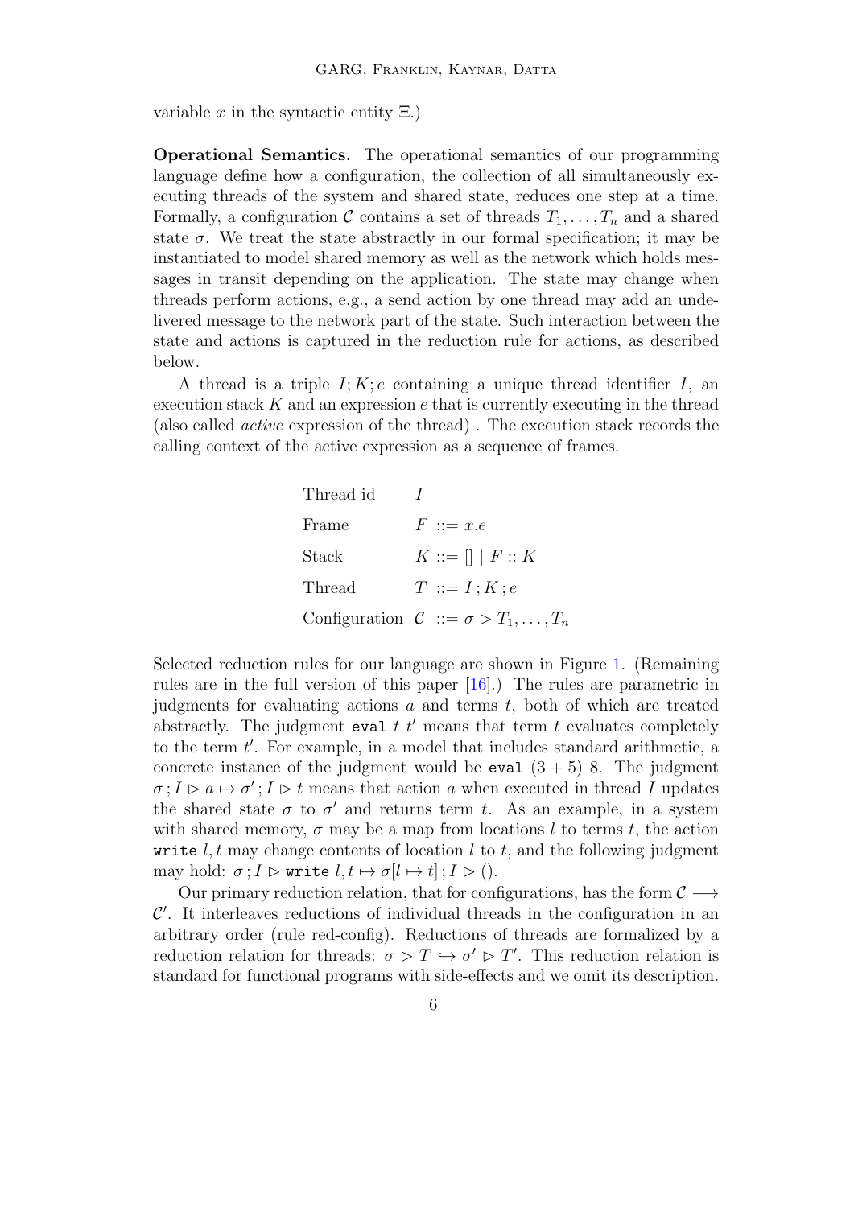variable $x$ in the syntactic entity $\Xi$.)

**Operational Semantics.** The operational semantics of our programming language define how a configuration, the collection of all simultaneously executing threads of the system and shared state, reduces one step at a time. Formally, a configuration $\mathcal{C}$ contains a set of threads $T_1, \ldots, T_n$ and a shared state $\sigma$. We treat the state abstractly in our formal specification; it may be instantiated to model shared memory as well as the network which holds messages in transit depending on the application. The state may change when threads perform actions, e.g., a send action by one thread may add an undelivered message to the network part of the state. Such interaction between the state and actions is captured in the reduction rule for actions, as described below.

A thread is a triple $I; K; e$ containing a unique thread identifier $I$, an execution stack $K$ and an expression $e$ that is currently executing in the thread (also called *active* expression of the thread) . The execution stack records the calling context of the active expression as a sequence of frames.

| | |
|---|---|
| Thread id | $I$ |
| Frame | $F ::= x.e$ |
| Stack | $K ::= [] \mid F :: K$ |
| Thread | $T ::= I\,;K\,;e$ |
| Configuration | $\mathcal{C} ::= \sigma \triangleright T_1, \ldots, T_n$ |

Selected reduction rules for our language are shown in Figure 1. (Remaining rules are in the full version of this paper [16].) The rules are parametric in judgments for evaluating actions $a$ and terms $t$, both of which are treated abstractly. The judgment `eval` $t\ t'$ means that term $t$ evaluates completely to the term $t'$. For example, in a model that includes standard arithmetic, a concrete instance of the judgment would be `eval` $(3+5)\ 8$. The judgment $\sigma\,; I \triangleright a \mapsto \sigma'\,; I \triangleright t$ means that action $a$ when executed in thread $I$ updates the shared state $\sigma$ to $\sigma'$ and returns term $t$. As an example, in a system with shared memory, $\sigma$ may be a map from locations $l$ to terms $t$, the action `write` $l, t$ may change contents of location $l$ to $t$, and the following judgment may hold: $\sigma\,; I \triangleright \texttt{write}\ l, t \mapsto \sigma[l \mapsto t]\,; I \triangleright ()$.

Our primary reduction relation, that for configurations, has the form $\mathcal{C} \longrightarrow \mathcal{C}'$. It interleaves reductions of individual threads in the configuration in an arbitrary order (rule red-config). Reductions of threads are formalized by a reduction relation for threads: $\sigma \triangleright T \hookrightarrow \sigma' \triangleright T'$. This reduction relation is standard for functional programs with side-effects and we omit its description.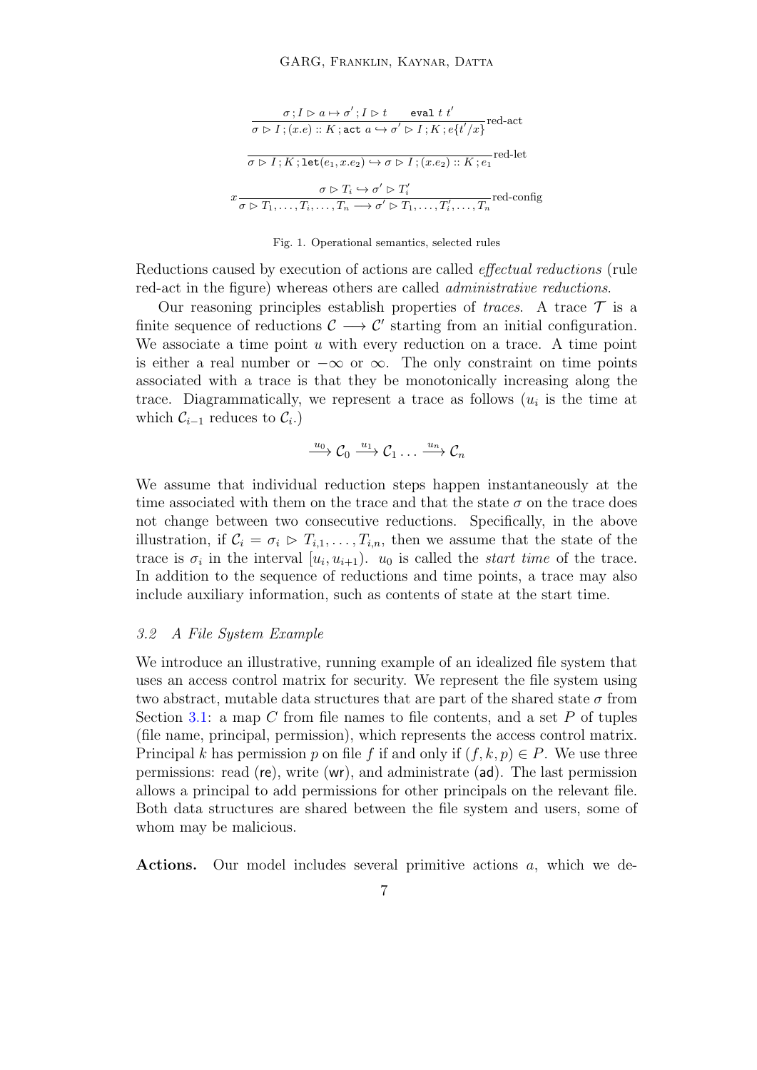$$\frac{\sigma\,;I \rhd a \mapsto \sigma'\,;I \rhd t \qquad \texttt{eval}\ t\ t'}{\sigma \rhd I\,;(x.e) :: K\,;\texttt{act}\ a \hookrightarrow \sigma' \rhd I\,;K\,;e\{t'/x\}}\text{red-act}$$

$$\frac{}{\sigma \rhd I\,;K\,;\texttt{let}(e_1, x.e_2) \hookrightarrow \sigma \rhd I\,;(x.e_2) :: K\,;e_1}\text{red-let}$$

$$x\frac{\sigma \rhd T_i \hookrightarrow \sigma' \rhd T_i'}{\sigma \rhd T_1, \ldots, T_i, \ldots, T_n \longrightarrow \sigma' \rhd T_1, \ldots, T_i', \ldots, T_n}\text{red-config}$$

Fig. 1. Operational semantics, selected rules

Reductions caused by execution of actions are called *effectual reductions* (rule red-act in the figure) whereas others are called *administrative reductions*.

Our reasoning principles establish properties of *traces*. A trace $\mathcal{T}$ is a finite sequence of reductions $\mathcal{C} \longrightarrow \mathcal{C}'$ starting from an initial configuration. We associate a time point $u$ with every reduction on a trace. A time point is either a real number or $-\infty$ or $\infty$. The only constraint on time points associated with a trace is that they be monotonically increasing along the trace. Diagrammatically, we represent a trace as follows ($u_i$ is the time at which $\mathcal{C}_{i-1}$ reduces to $\mathcal{C}_i$.)

$$\xrightarrow{u_0} \mathcal{C}_0 \xrightarrow{u_1} \mathcal{C}_1 \ldots \xrightarrow{u_n} \mathcal{C}_n$$

We assume that individual reduction steps happen instantaneously at the time associated with them on the trace and that the state $\sigma$ on the trace does not change between two consecutive reductions. Specifically, in the above illustration, if $\mathcal{C}_i = \sigma_i \rhd T_{i,1}, \ldots, T_{i,n}$, then we assume that the state of the trace is $\sigma_i$ in the interval $[u_i, u_{i+1})$. $u_0$ is called the *start time* of the trace. In addition to the sequence of reductions and time points, a trace may also include auxiliary information, such as contents of state at the start time.

### 3.2 A File System Example

We introduce an illustrative, running example of an idealized file system that uses an access control matrix for security. We represent the file system using two abstract, mutable data structures that are part of the shared state $\sigma$ from Section 3.1: a map $C$ from file names to file contents, and a set $P$ of tuples (file name, principal, permission), which represents the access control matrix. Principal $k$ has permission $p$ on file $f$ if and only if $(f, k, p) \in P$. We use three permissions: read ($\mathsf{re}$), write ($\mathsf{wr}$), and administrate ($\mathsf{ad}$). The last permission allows a principal to add permissions for other principals on the relevant file. Both data structures are shared between the file system and users, some of whom may be malicious.

**Actions.** Our model includes several primitive actions $a$, which we de-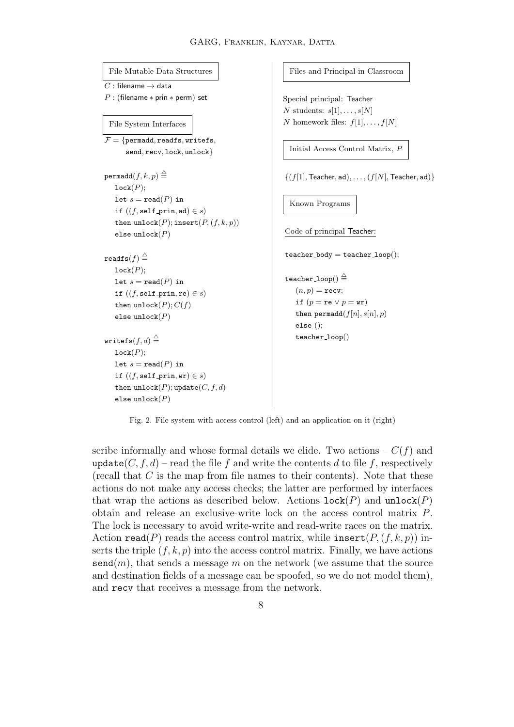**File Mutable Data Structures**

$C$ : filename $\rightarrow$ data

$P$ : (filename $*$ prin $*$ perm) set

**File System Interfaces**

$\mathcal{F} = \{$permadd, readfs, writefs, send, recv, lock, unlock$\}$

```
permadd(f, k, p) ≜
   lock(P);
   let s = read(P) in
   if ((f, self_prin, ad) ∈ s)
   then unlock(P); insert(P, (f, k, p))
   else unlock(P)

readfs(f) ≜
   lock(P);
   let s = read(P) in
   if ((f, self_prin, re) ∈ s)
   then unlock(P); C(f)
   else unlock(P)

writefs(f, d) ≜
   lock(P);
   let s = read(P) in
   if ((f, self_prin, wr) ∈ s)
   then unlock(P); update(C, f, d)
   else unlock(P)
```

**Files and Principal in Classroom**

Special principal: Teacher

$N$ students: $s[1], \ldots, s[N]$

$N$ homework files: $f[1], \ldots, f[N]$

**Initial Access Control Matrix, $P$**

$\{(f[1], \mathsf{Teacher}, \mathsf{ad}), \ldots, (f[N], \mathsf{Teacher}, \mathsf{ad})\}$

**Known Programs**

Code of principal Teacher:

```
teacher_body = teacher_loop();

teacher_loop() ≜
   (n, p) = recv;
   if (p = re ∨ p = wr)
   then permadd(f[n], s[n], p)
   else ();
   teacher_loop()
```

Fig. 2. File system with access control (left) and an application on it (right)

scribe informally and whose formal details we elide. Two actions – $C(f)$ and $\texttt{update}(C, f, d)$ – read the file $f$ and write the contents $d$ to file $f$, respectively (recall that $C$ is the map from file names to their contents). Note that these actions do not make any access checks; the latter are performed by interfaces that wrap the actions as described below. Actions $\texttt{lock}(P)$ and $\texttt{unlock}(P)$ obtain and release an exclusive-write lock on the access control matrix $P$. The lock is necessary to avoid write-write and read-write races on the matrix. Action $\texttt{read}(P)$ reads the access control matrix, while $\texttt{insert}(P, (f, k, p))$ inserts the triple $(f, k, p)$ into the access control matrix. Finally, we have actions $\texttt{send}(m)$, that sends a message $m$ on the network (we assume that the source and destination fields of a message can be spoofed, so we do not model them), and `recv` that receives a message from the network.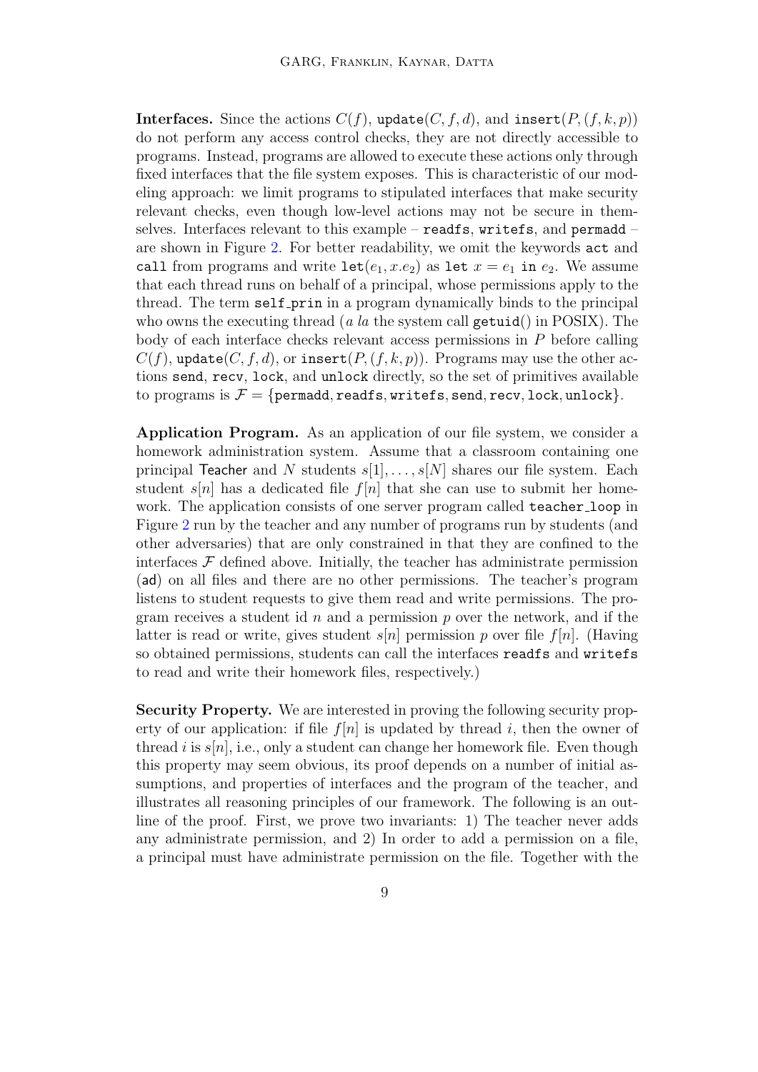**Interfaces.** Since the actions $C(f)$, $\texttt{update}(C, f, d)$, and $\texttt{insert}(P, (f, k, p))$ do not perform any access control checks, they are not directly accessible to programs. Instead, programs are allowed to execute these actions only through fixed interfaces that the file system exposes. This is characteristic of our modeling approach: we limit programs to stipulated interfaces that make security relevant checks, even though low-level actions may not be secure in themselves. Interfaces relevant to this example – `readfs`, `writefs`, and `permadd` – are shown in Figure 2. For better readability, we omit the keywords `act` and `call` from programs and write $\texttt{let}(e_1, x.e_2)$ as $\texttt{let}\ x = e_1\ \texttt{in}\ e_2$. We assume that each thread runs on behalf of a principal, whose permissions apply to the thread. The term `self_prin` in a program dynamically binds to the principal who owns the executing thread (*a la* the system call `getuid()` in POSIX). The body of each interface checks relevant access permissions in $P$ before calling $C(f)$, $\texttt{update}(C, f, d)$, or $\texttt{insert}(P, (f, k, p))$. Programs may use the other actions `send`, `recv`, `lock`, and `unlock` directly, so the set of primitives available to programs is $\mathcal{F} = \{\texttt{permadd}, \texttt{readfs}, \texttt{writefs}, \texttt{send}, \texttt{recv}, \texttt{lock}, \texttt{unlock}\}$.

**Application Program.** As an application of our file system, we consider a homework administration system. Assume that a classroom containing one principal $\mathsf{Teacher}$ and $N$ students $s[1], \ldots, s[N]$ shares our file system. Each student $s[n]$ has a dedicated file $f[n]$ that she can use to submit her homework. The application consists of one server program called `teacher_loop` in Figure 2 run by the teacher and any number of programs run by students (and other adversaries) that are only constrained in that they are confined to the interfaces $\mathcal{F}$ defined above. Initially, the teacher has administrate permission ($\mathsf{ad}$) on all files and there are no other permissions. The teacher's program listens to student requests to give them read and write permissions. The program receives a student id $n$ and a permission $p$ over the network, and if the latter is read or write, gives student $s[n]$ permission $p$ over file $f[n]$. (Having so obtained permissions, students can call the interfaces `readfs` and `writefs` to read and write their homework files, respectively.)

**Security Property.** We are interested in proving the following security property of our application: if file $f[n]$ is updated by thread $i$, then the owner of thread $i$ is $s[n]$, i.e., only a student can change her homework file. Even though this property may seem obvious, its proof depends on a number of initial assumptions, and properties of interfaces and the program of the teacher, and illustrates all reasoning principles of our framework. The following is an outline of the proof. First, we prove two invariants: 1) The teacher never adds any administrate permission, and 2) In order to add a permission on a file, a principal must have administrate permission on the file. Together with the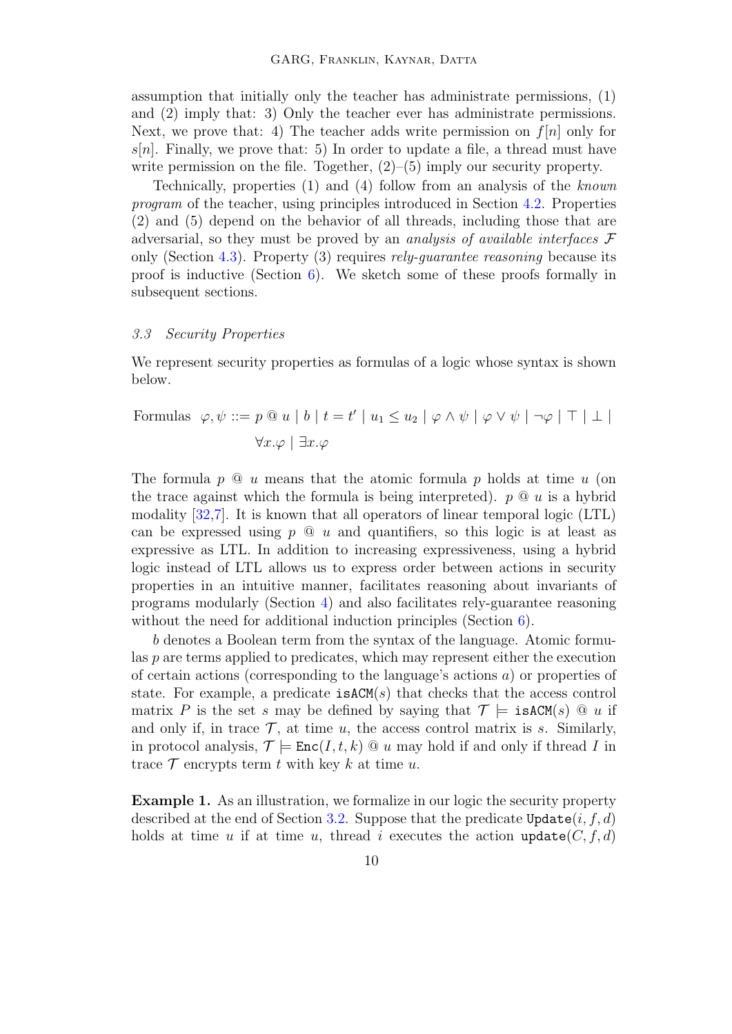assumption that initially only the teacher has administrate permissions, (1) and (2) imply that: 3) Only the teacher ever has administrate permissions. Next, we prove that: 4) The teacher adds write permission on $f[n]$ only for $s[n]$. Finally, we prove that: 5) In order to update a file, a thread must have write permission on the file. Together, (2)–(5) imply our security property.

Technically, properties (1) and (4) follow from an analysis of the *known program* of the teacher, using principles introduced in Section 4.2. Properties (2) and (5) depend on the behavior of all threads, including those that are adversarial, so they must be proved by an *analysis of available interfaces* $\mathcal{F}$ only (Section 4.3). Property (3) requires *rely-guarantee reasoning* because its proof is inductive (Section 6). We sketch some of these proofs formally in subsequent sections.

### 3.3 Security Properties

We represent security properties as formulas of a logic whose syntax is shown below.

$$\text{Formulas} \quad \varphi, \psi ::= p \,@\, u \mid b \mid t = t' \mid u_1 \leq u_2 \mid \varphi \wedge \psi \mid \varphi \vee \psi \mid \neg\varphi \mid \top \mid \bot \mid \forall x.\varphi \mid \exists x.\varphi$$

The formula $p \,@\, u$ means that the atomic formula $p$ holds at time $u$ (on the trace against which the formula is being interpreted). $p \,@\, u$ is a hybrid modality [32,7]. It is known that all operators of linear temporal logic (LTL) can be expressed using $p \,@\, u$ and quantifiers, so this logic is at least as expressive as LTL. In addition to increasing expressiveness, using a hybrid logic instead of LTL allows us to express order between actions in security properties in an intuitive manner, facilitates reasoning about invariants of programs modularly (Section 4) and also facilitates rely-guarantee reasoning without the need for additional induction principles (Section 6).

$b$ denotes a Boolean term from the syntax of the language. Atomic formulas $p$ are terms applied to predicates, which may represent either the execution of certain actions (corresponding to the language's actions $a$) or properties of state. For example, a predicate $\texttt{isACM}(s)$ that checks that the access control matrix $P$ is the set $s$ may be defined by saying that $\mathcal{T} \models \texttt{isACM}(s) \,@\, u$ if and only if, in trace $\mathcal{T}$, at time $u$, the access control matrix is $s$. Similarly, in protocol analysis, $\mathcal{T} \models \texttt{Enc}(I, t, k) \,@\, u$ may hold if and only if thread $I$ in trace $\mathcal{T}$ encrypts term $t$ with key $k$ at time $u$.

**Example 1.** As an illustration, we formalize in our logic the security property described at the end of Section 3.2. Suppose that the predicate $\texttt{Update}(i, f, d)$ holds at time $u$ if at time $u$, thread $i$ executes the action $\texttt{update}(C, f, d)$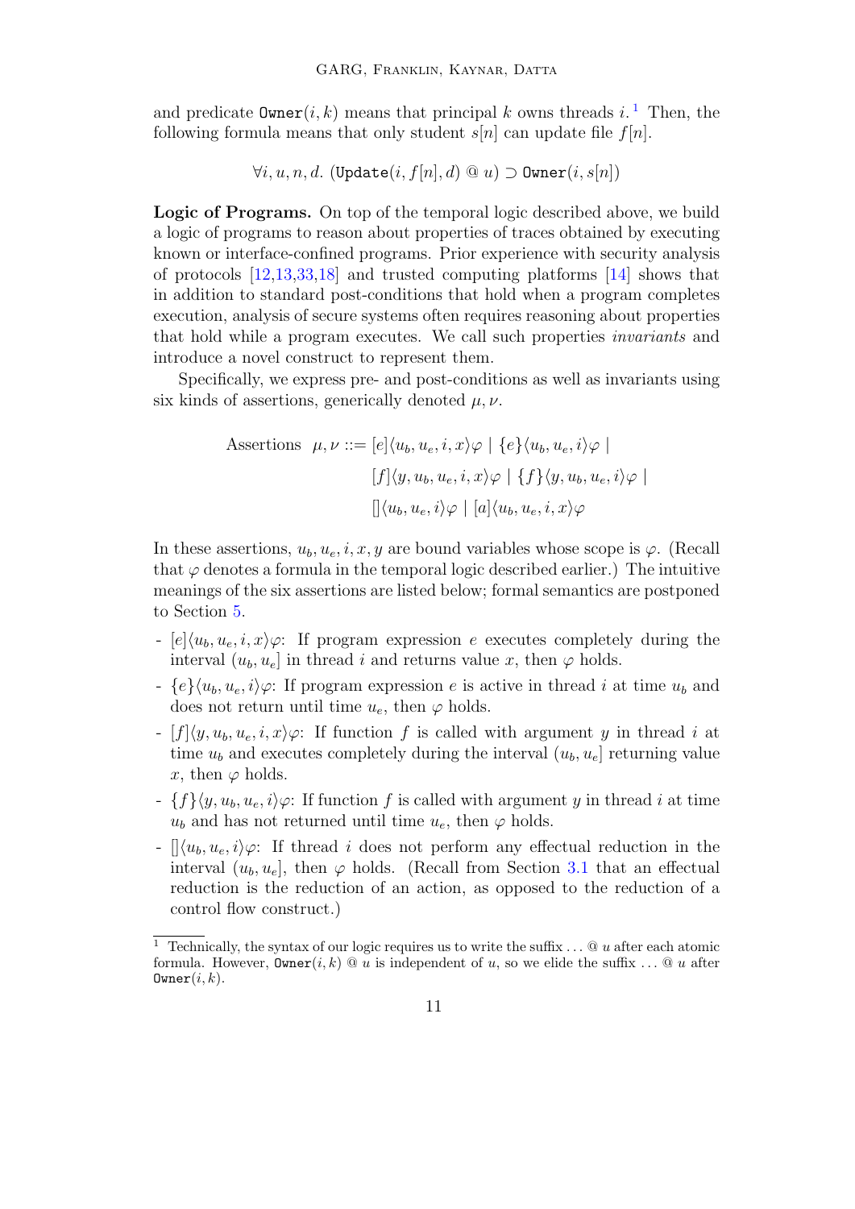and predicate $\texttt{Owner}(i, k)$ means that principal $k$ owns threads $i$.[1] Then, the following formula means that only student $s[n]$ can update file $f[n]$.

$$\forall i, u, n, d.\ (\texttt{Update}(i, f[n], d) \ @ \ u) \supset \texttt{Owner}(i, s[n])$$

**Logic of Programs.** On top of the temporal logic described above, we build a logic of programs to reason about properties of traces obtained by executing known or interface-confined programs. Prior experience with security analysis of protocols [12,13,33,18] and trusted computing platforms [14] shows that in addition to standard post-conditions that hold when a program completes execution, analysis of secure systems often requires reasoning about properties that hold while a program executes. We call such properties *invariants* and introduce a novel construct to represent them.

Specifically, we express pre- and post-conditions as well as invariants using six kinds of assertions, generically denoted $\mu, \nu$.

$$\begin{aligned} \text{Assertions} \quad \mu, \nu ::= &\ [e]\langle u_b, u_e, i, x\rangle\varphi \mid \{e\}\langle u_b, u_e, i\rangle\varphi \mid \\ &\ [f]\langle y, u_b, u_e, i, x\rangle\varphi \mid \{f\}\langle y, u_b, u_e, i\rangle\varphi \mid \\ &\ []\langle u_b, u_e, i\rangle\varphi \mid [a]\langle u_b, u_e, i, x\rangle\varphi \end{aligned}$$

In these assertions, $u_b, u_e, i, x, y$ are bound variables whose scope is $\varphi$. (Recall that $\varphi$ denotes a formula in the temporal logic described earlier.) The intuitive meanings of the six assertions are listed below; formal semantics are postponed to Section 5.

- $[e]\langle u_b, u_e, i, x\rangle\varphi$: If program expression $e$ executes completely during the interval $(u_b, u_e]$ in thread $i$ and returns value $x$, then $\varphi$ holds.
- $\{e\}\langle u_b, u_e, i\rangle\varphi$: If program expression $e$ is active in thread $i$ at time $u_b$ and does not return until time $u_e$, then $\varphi$ holds.
- $[f]\langle y, u_b, u_e, i, x\rangle\varphi$: If function $f$ is called with argument $y$ in thread $i$ at time $u_b$ and executes completely during the interval $(u_b, u_e]$ returning value $x$, then $\varphi$ holds.
- $\{f\}\langle y, u_b, u_e, i\rangle\varphi$: If function $f$ is called with argument $y$ in thread $i$ at time $u_b$ and has not returned until time $u_e$, then $\varphi$ holds.
- $[]\langle u_b, u_e, i\rangle\varphi$: If thread $i$ does not perform any effectual reduction in the interval $(u_b, u_e]$, then $\varphi$ holds. (Recall from Section 3.1 that an effectual reduction is the reduction of an action, as opposed to the reduction of a control flow construct.)

[1] Technically, the syntax of our logic requires us to write the suffix ... @ $u$ after each atomic formula. However, $\texttt{Owner}(i, k)$ @ $u$ is independent of $u$, so we elide the suffix ... @ $u$ after $\texttt{Owner}(i, k)$.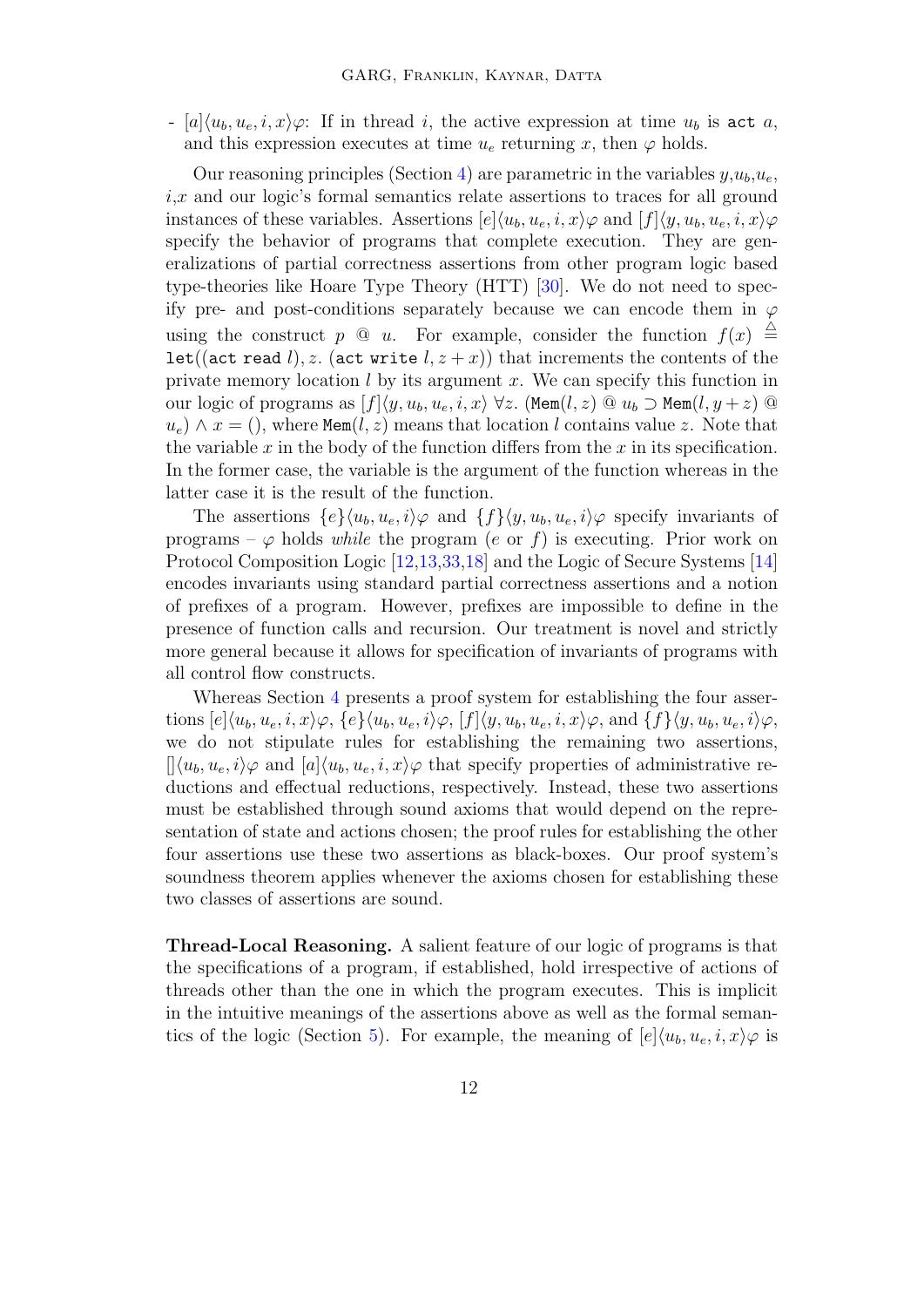- $[a]\langle u_b, u_e, i, x\rangle\varphi$: If in thread $i$, the active expression at time $u_b$ is $\texttt{act}\ a$, and this expression executes at time $u_e$ returning $x$, then $\varphi$ holds.

Our reasoning principles (Section 4) are parametric in the variables $y$,$u_b$,$u_e$, $i$,$x$ and our logic's formal semantics relate assertions to traces for all ground instances of these variables. Assertions $[e]\langle u_b, u_e, i, x\rangle\varphi$ and $[f]\langle y, u_b, u_e, i, x\rangle\varphi$ specify the behavior of programs that complete execution. They are generalizations of partial correctness assertions from other program logic based type-theories like Hoare Type Theory (HTT) [30]. We do not need to specify pre- and post-conditions separately because we can encode them in $\varphi$ using the construct $p\ @\ u$. For example, consider the function $f(x) \triangleq \texttt{let}((\texttt{act read}\ l), z.\ (\texttt{act write}\ l, z + x))$ that increments the contents of the private memory location $l$ by its argument $x$. We can specify this function in our logic of programs as $[f]\langle y, u_b, u_e, i, x\rangle\ \forall z.\ (\texttt{Mem}(l, z)\ @\ u_b \supset \texttt{Mem}(l, y + z)\ @\ u_e) \wedge x = ()$, where $\texttt{Mem}(l, z)$ means that location $l$ contains value $z$. Note that the variable $x$ in the body of the function differs from the $x$ in its specification. In the former case, the variable is the argument of the function whereas in the latter case it is the result of the function.

The assertions $\{e\}\langle u_b, u_e, i\rangle\varphi$ and $\{f\}\langle y, u_b, u_e, i\rangle\varphi$ specify invariants of programs – $\varphi$ holds *while* the program ($e$ or $f$) is executing. Prior work on Protocol Composition Logic [12,13,33,18] and the Logic of Secure Systems [14] encodes invariants using standard partial correctness assertions and a notion of prefixes of a program. However, prefixes are impossible to define in the presence of function calls and recursion. Our treatment is novel and strictly more general because it allows for specification of invariants of programs with all control flow constructs.

Whereas Section 4 presents a proof system for establishing the four assertions $[e]\langle u_b, u_e, i, x\rangle\varphi$, $\{e\}\langle u_b, u_e, i\rangle\varphi$, $[f]\langle y, u_b, u_e, i, x\rangle\varphi$, and $\{f\}\langle y, u_b, u_e, i\rangle\varphi$, we do not stipulate rules for establishing the remaining two assertions, $[]\langle u_b, u_e, i\rangle\varphi$ and $[a]\langle u_b, u_e, i, x\rangle\varphi$ that specify properties of administrative reductions and effectual reductions, respectively. Instead, these two assertions must be established through sound axioms that would depend on the representation of state and actions chosen; the proof rules for establishing the other four assertions use these two assertions as black-boxes. Our proof system's soundness theorem applies whenever the axioms chosen for establishing these two classes of assertions are sound.

**Thread-Local Reasoning.** A salient feature of our logic of programs is that the specifications of a program, if established, hold irrespective of actions of threads other than the one in which the program executes. This is implicit in the intuitive meanings of the assertions above as well as the formal semantics of the logic (Section 5). For example, the meaning of $[e]\langle u_b, u_e, i, x\rangle\varphi$ is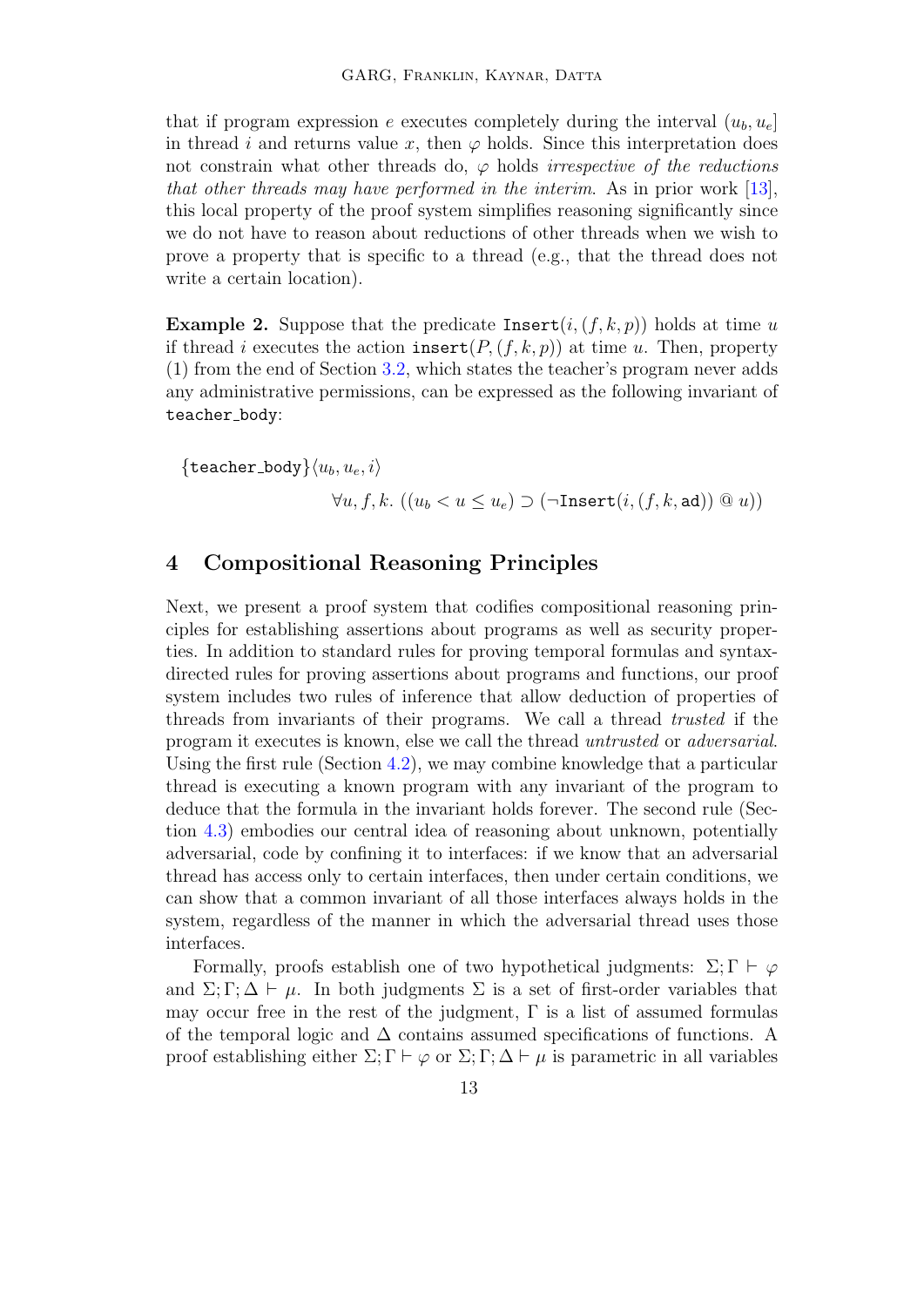that if program expression $e$ executes completely during the interval $(u_b, u_e]$ in thread $i$ and returns value $x$, then $\varphi$ holds. Since this interpretation does not constrain what other threads do, $\varphi$ holds *irrespective of the reductions that other threads may have performed in the interim*. As in prior work [13], this local property of the proof system simplifies reasoning significantly since we do not have to reason about reductions of other threads when we wish to prove a property that is specific to a thread (e.g., that the thread does not write a certain location).

**Example 2.** Suppose that the predicate $\texttt{Insert}(i, (f, k, p))$ holds at time $u$ if thread $i$ executes the action $\texttt{insert}(P, (f, k, p))$ at time $u$. Then, property (1) from the end of Section 3.2, which states the teacher's program never adds any administrative permissions, can be expressed as the following invariant of teacher_body:

$$\{\texttt{teacher\_body}\}\langle u_b, u_e, i\rangle$$
$$\forall u, f, k.\ ((u_b < u \leq u_e) \supset (\neg\texttt{Insert}(i, (f, k, \texttt{ad})) \mathbin{@} u))$$

# 4 Compositional Reasoning Principles

Next, we present a proof system that codifies compositional reasoning principles for establishing assertions about programs as well as security properties. In addition to standard rules for proving temporal formulas and syntax-directed rules for proving assertions about programs and functions, our proof system includes two rules of inference that allow deduction of properties of threads from invariants of their programs. We call a thread *trusted* if the program it executes is known, else we call the thread *untrusted* or *adversarial*. Using the first rule (Section 4.2), we may combine knowledge that a particular thread is executing a known program with any invariant of the program to deduce that the formula in the invariant holds forever. The second rule (Section 4.3) embodies our central idea of reasoning about unknown, potentially adversarial, code by confining it to interfaces: if we know that an adversarial thread has access only to certain interfaces, then under certain conditions, we can show that a common invariant of all those interfaces always holds in the system, regardless of the manner in which the adversarial thread uses those interfaces.

Formally, proofs establish one of two hypothetical judgments: $\Sigma; \Gamma \vdash \varphi$ and $\Sigma; \Gamma; \Delta \vdash \mu$. In both judgments $\Sigma$ is a set of first-order variables that may occur free in the rest of the judgment, $\Gamma$ is a list of assumed formulas of the temporal logic and $\Delta$ contains assumed specifications of functions. A proof establishing either $\Sigma; \Gamma \vdash \varphi$ or $\Sigma; \Gamma; \Delta \vdash \mu$ is parametric in all variables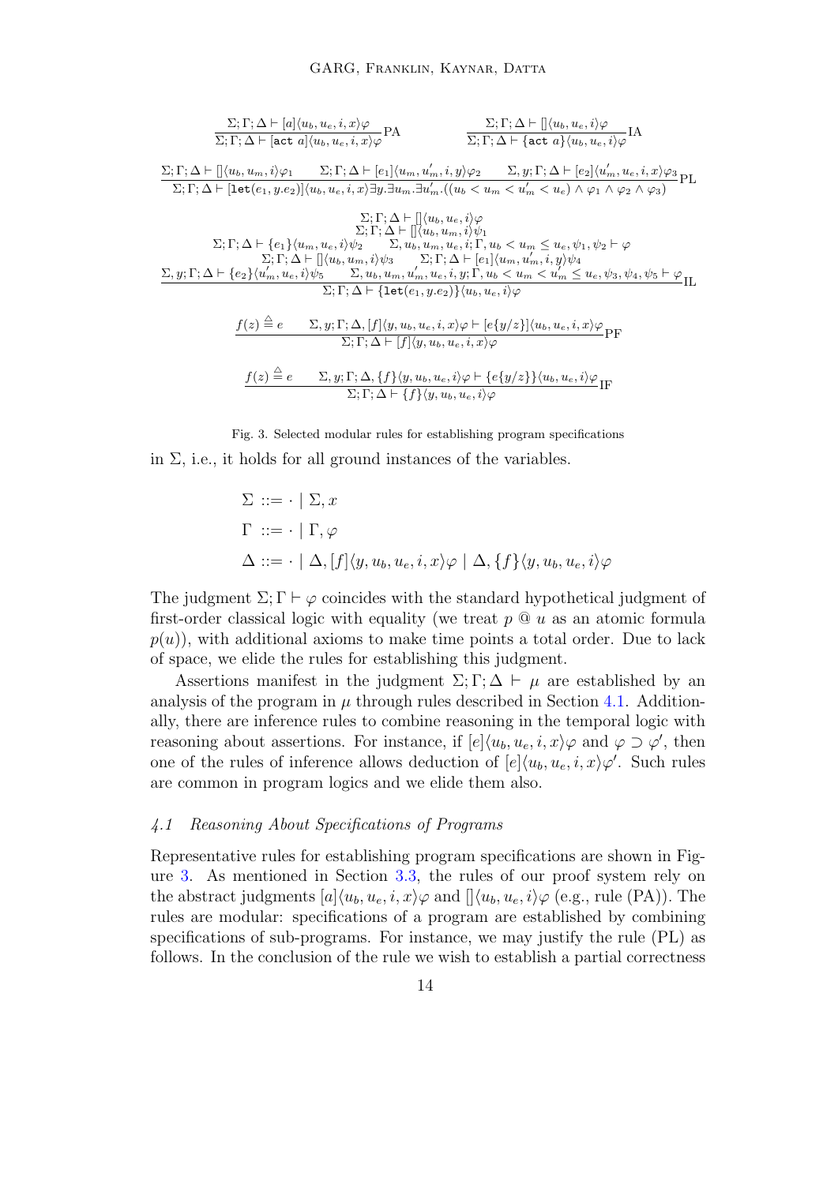$$\frac{\Sigma;\Gamma;\Delta \vdash [a]\langle u_b, u_e, i, x\rangle\varphi}{\Sigma;\Gamma;\Delta \vdash [\texttt{act}\ a]\langle u_b, u_e, i, x\rangle\varphi}\text{PA} \qquad \frac{\Sigma;\Gamma;\Delta \vdash [\,]\langle u_b, u_e, i\rangle\varphi}{\Sigma;\Gamma;\Delta \vdash \{\texttt{act}\ a\}\langle u_b, u_e, i\rangle\varphi}\text{IA}$$

$$\frac{\Sigma;\Gamma;\Delta \vdash [\,]\langle u_b, u_m, i\rangle\varphi_1 \quad \Sigma;\Gamma;\Delta \vdash [e_1]\langle u_m, u_m', i, y\rangle\varphi_2 \quad \Sigma, y;\Gamma;\Delta \vdash [e_2]\langle u_m', u_e, i, x\rangle\varphi_3}{\Sigma;\Gamma;\Delta \vdash [\texttt{let}(e_1, y.e_2)]\langle u_b, u_e, i, x\rangle \exists y.\exists u_m.\exists u_m'.((u_b < u_m < u_m' < u_e) \wedge \varphi_1 \wedge \varphi_2 \wedge \varphi_3)}\text{PL}$$

$$\frac{\begin{array}{c}\Sigma;\Gamma;\Delta \vdash [\,]\langle u_b, u_e, i\rangle\varphi \\ \Sigma;\Gamma;\Delta \vdash [\,]\langle u_b, u_m, i\rangle\psi_1 \\ \Sigma;\Gamma;\Delta \vdash \{e_1\}\langle u_m, u_e, i\rangle\psi_2 \quad \Sigma, u_b, u_m, u_e, i;\Gamma, u_b < u_m \leq u_e, \psi_1, \psi_2 \vdash \varphi \\ \Sigma;\Gamma;\Delta \vdash [\,]\langle u_b, u_m, i\rangle\psi_3 \quad \Sigma;\Gamma;\Delta \vdash [e_1]\langle u_m, u_m', i, y\rangle\psi_4 \\ \Sigma, y;\Gamma;\Delta \vdash \{e_2\}\langle u_m', u_e, i\rangle\psi_5 \quad \Sigma, u_b, u_m, u_m', u_e, i, y;\Gamma, u_b < u_m < u_m' \leq u_e, \psi_3, \psi_4, \psi_5 \vdash \varphi\end{array}}{\Sigma;\Gamma;\Delta \vdash \{\texttt{let}(e_1, y.e_2)\}\langle u_b, u_e, i\rangle\varphi}\text{IL}$$

$$\frac{f(z) \stackrel{\triangle}{=} e \quad \Sigma, y;\Gamma;\Delta, [f]\langle y, u_b, u_e, i, x\rangle\varphi \vdash [e\{y/z\}]\langle u_b, u_e, i, x\rangle\varphi}{\Sigma;\Gamma;\Delta \vdash [f]\langle y, u_b, u_e, i, x\rangle\varphi}\text{PF}$$

$$\frac{f(z) \stackrel{\triangle}{=} e \quad \Sigma, y;\Gamma;\Delta, \{f\}\langle y, u_b, u_e, i\rangle\varphi \vdash \{e\{y/z\}\}\langle u_b, u_e, i\rangle\varphi}{\Sigma;\Gamma;\Delta \vdash \{f\}\langle y, u_b, u_e, i\rangle\varphi}\text{IF}$$

Fig. 3. Selected modular rules for establishing program specifications

in $\Sigma$, i.e., it holds for all ground instances of the variables.

$$\Sigma ::= \cdot \mid \Sigma, x$$
$$\Gamma ::= \cdot \mid \Gamma, \varphi$$
$$\Delta ::= \cdot \mid \Delta, [f]\langle y, u_b, u_e, i, x\rangle\varphi \mid \Delta, \{f\}\langle y, u_b, u_e, i\rangle\varphi$$

The judgment $\Sigma;\Gamma \vdash \varphi$ coincides with the standard hypothetical judgment of first-order classical logic with equality (we treat $p \ @ \ u$ as an atomic formula $p(u)$), with additional axioms to make time points a total order. Due to lack of space, we elide the rules for establishing this judgment.

Assertions manifest in the judgment $\Sigma;\Gamma;\Delta \vdash \mu$ are established by an analysis of the program in $\mu$ through rules described in Section 4.1. Additionally, there are inference rules to combine reasoning in the temporal logic with reasoning about assertions. For instance, if $[e]\langle u_b, u_e, i, x\rangle\varphi$ and $\varphi \supset \varphi'$, then one of the rules of inference allows deduction of $[e]\langle u_b, u_e, i, x\rangle\varphi'$. Such rules are common in program logics and we elide them also.

### 4.1 Reasoning About Specifications of Programs

Representative rules for establishing program specifications are shown in Figure 3. As mentioned in Section 3.3, the rules of our proof system rely on the abstract judgments $[a]\langle u_b, u_e, i, x\rangle\varphi$ and $[\,]\langle u_b, u_e, i\rangle\varphi$ (e.g., rule (PA)). The rules are modular: specifications of a program are established by combining specifications of sub-programs. For instance, we may justify the rule (PL) as follows. In the conclusion of the rule we wish to establish a partial correctness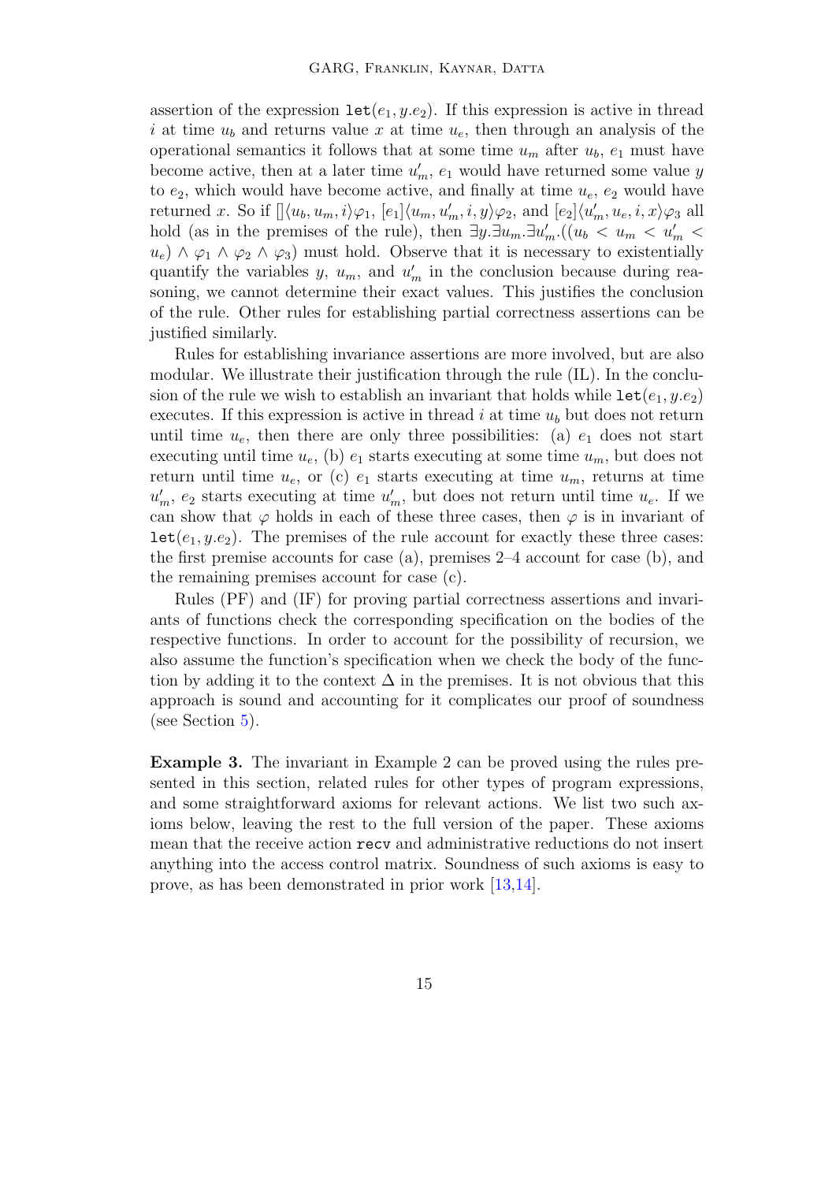assertion of the expression $\texttt{let}(e_1, y.e_2)$. If this expression is active in thread $i$ at time $u_b$ and returns value $x$ at time $u_e$, then through an analysis of the operational semantics it follows that at some time $u_m$ after $u_b$, $e_1$ must have become active, then at a later time $u'_m$, $e_1$ would have returned some value $y$ to $e_2$, which would have become active, and finally at time $u_e$, $e_2$ would have returned $x$. So if $[]\langle u_b, u_m, i\rangle\varphi_1$, $[e_1]\langle u_m, u'_m, i, y\rangle\varphi_2$, and $[e_2]\langle u'_m, u_e, i, x\rangle\varphi_3$ all hold (as in the premises of the rule), then $\exists y.\exists u_m.\exists u'_m.((u_b < u_m < u'_m < u_e) \wedge \varphi_1 \wedge \varphi_2 \wedge \varphi_3)$ must hold. Observe that it is necessary to existentially quantify the variables $y$, $u_m$, and $u'_m$ in the conclusion because during reasoning, we cannot determine their exact values. This justifies the conclusion of the rule. Other rules for establishing partial correctness assertions can be justified similarly.

Rules for establishing invariance assertions are more involved, but are also modular. We illustrate their justification through the rule (IL). In the conclusion of the rule we wish to establish an invariant that holds while $\texttt{let}(e_1, y.e_2)$ executes. If this expression is active in thread $i$ at time $u_b$ but does not return until time $u_e$, then there are only three possibilities: (a) $e_1$ does not start executing until time $u_e$, (b) $e_1$ starts executing at some time $u_m$, but does not return until time $u_e$, or (c) $e_1$ starts executing at time $u_m$, returns at time $u'_m$, $e_2$ starts executing at time $u'_m$, but does not return until time $u_e$. If we can show that $\varphi$ holds in each of these three cases, then $\varphi$ is in invariant of $\texttt{let}(e_1, y.e_2)$. The premises of the rule account for exactly these three cases: the first premise accounts for case (a), premises 2–4 account for case (b), and the remaining premises account for case (c).

Rules (PF) and (IF) for proving partial correctness assertions and invariants of functions check the corresponding specification on the bodies of the respective functions. In order to account for the possibility of recursion, we also assume the function's specification when we check the body of the function by adding it to the context $\Delta$ in the premises. It is not obvious that this approach is sound and accounting for it complicates our proof of soundness (see Section 5).

**Example 3.** The invariant in Example 2 can be proved using the rules presented in this section, related rules for other types of program expressions, and some straightforward axioms for relevant actions. We list two such axioms below, leaving the rest to the full version of the paper. These axioms mean that the receive action `recv` and administrative reductions do not insert anything into the access control matrix. Soundness of such axioms is easy to prove, as has been demonstrated in prior work [13,14].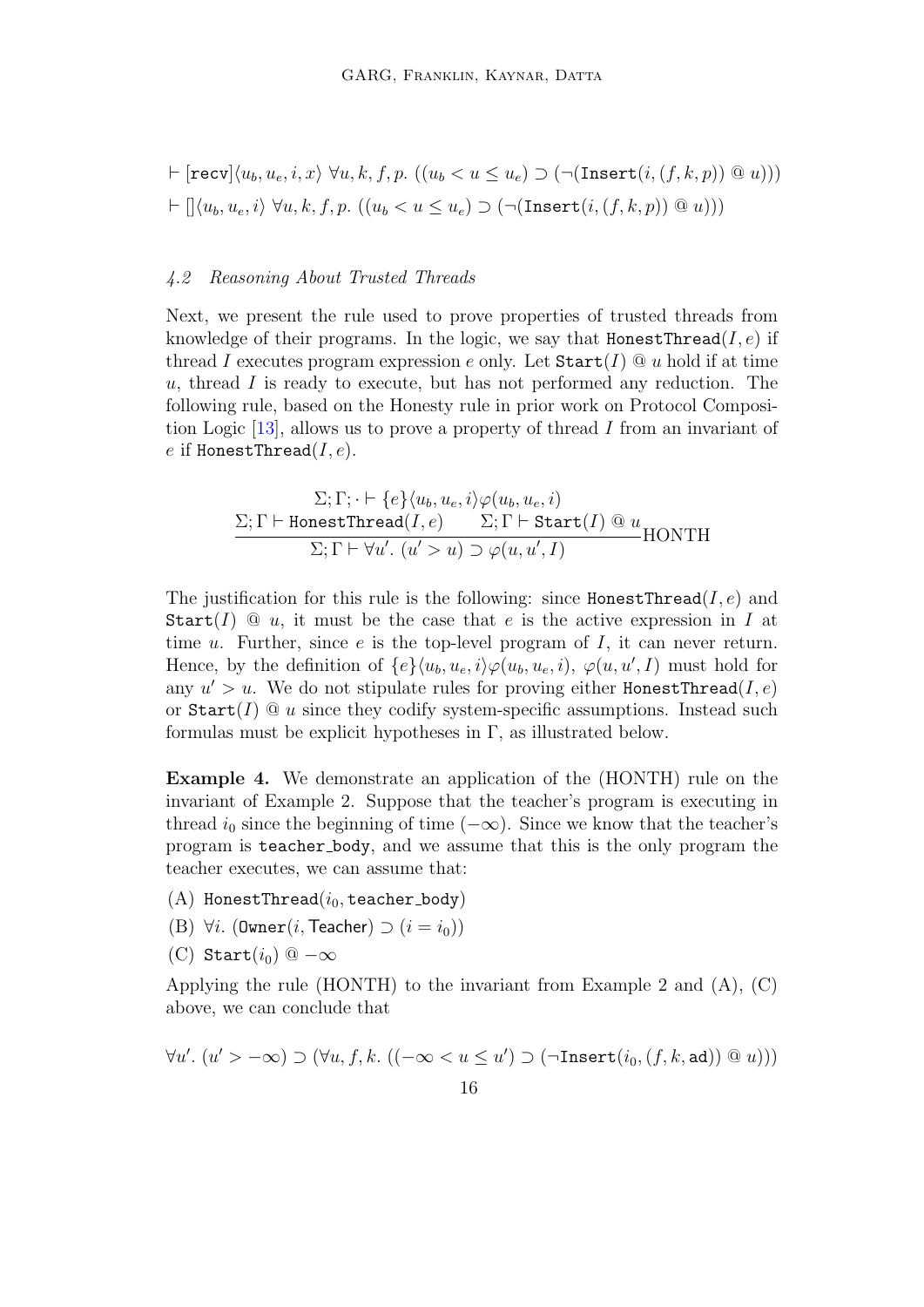$$\vdash [\texttt{recv}]\langle u_b, u_e, i, x\rangle \; \forall u, k, f, p.\; ((u_b < u \leq u_e) \supset (\neg(\texttt{Insert}(i, (f, k, p)) \mathbin{@} u)))$$

$$\vdash []\langle u_b, u_e, i\rangle \; \forall u, k, f, p.\; ((u_b < u \leq u_e) \supset (\neg(\texttt{Insert}(i, (f, k, p)) \mathbin{@} u)))$$

### *4.2 Reasoning About Trusted Threads*

Next, we present the rule used to prove properties of trusted threads from knowledge of their programs. In the logic, we say that $\texttt{HonestThread}(I, e)$ if thread $I$ executes program expression $e$ only. Let $\texttt{Start}(I) \mathbin{@} u$ hold if at time $u$, thread $I$ is ready to execute, but has not performed any reduction. The following rule, based on the Honesty rule in prior work on Protocol Composition Logic [13], allows us to prove a property of thread $I$ from an invariant of $e$ if $\texttt{HonestThread}(I, e)$.

$$\frac{\Sigma; \Gamma; \cdot \vdash \{e\}\langle u_b, u_e, i\rangle \varphi(u_b, u_e, i) \qquad \Sigma; \Gamma \vdash \texttt{HonestThread}(I, e) \qquad \Sigma; \Gamma \vdash \texttt{Start}(I) \mathbin{@} u}{\Sigma; \Gamma \vdash \forall u'.\; (u' > u) \supset \varphi(u, u', I)}\text{HONTH}$$

The justification for this rule is the following: since $\texttt{HonestThread}(I, e)$ and $\texttt{Start}(I) \mathbin{@} u$, it must be the case that $e$ is the active expression in $I$ at time $u$. Further, since $e$ is the top-level program of $I$, it can never return. Hence, by the definition of $\{e\}\langle u_b, u_e, i\rangle \varphi(u_b, u_e, i)$, $\varphi(u, u', I)$ must hold for any $u' > u$. We do not stipulate rules for proving either $\texttt{HonestThread}(I, e)$ or $\texttt{Start}(I) \mathbin{@} u$ since they codify system-specific assumptions. Instead such formulas must be explicit hypotheses in $\Gamma$, as illustrated below.

**Example 4.** We demonstrate an application of the (HONTH) rule on the invariant of Example 2. Suppose that the teacher's program is executing in thread $i_0$ since the beginning of time ($-\infty$). Since we know that the teacher's program is `teacher_body`, and we assume that this is the only program the teacher executes, we can assume that:

(A) $\texttt{HonestThread}(i_0, \texttt{teacher\_body})$

(B) $\forall i.\; (\texttt{Owner}(i, \textsf{Teacher}) \supset (i = i_0))$

(C) $\texttt{Start}(i_0) \mathbin{@} -\infty$

Applying the rule (HONTH) to the invariant from Example 2 and (A), (C) above, we can conclude that

$$\forall u'.\; (u' > -\infty) \supset (\forall u, f, k.\; ((-\infty < u \leq u') \supset (\neg\texttt{Insert}(i_0, (f, k, \textsf{ad})) \mathbin{@} u)))$$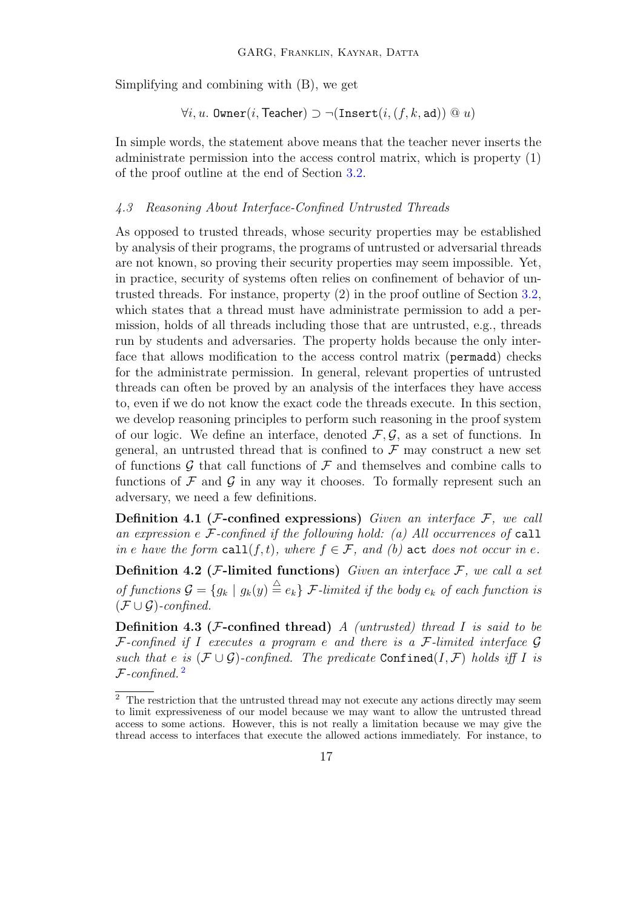Simplifying and combining with (B), we get

$$\forall i, u.\ \texttt{Owner}(i, \mathsf{Teacher}) \supset \neg(\texttt{Insert}(i, (f, k, \texttt{ad})) @ u)$$

In simple words, the statement above means that the teacher never inserts the administrate permission into the access control matrix, which is property (1) of the proof outline at the end of Section 3.2.

### *4.3 Reasoning About Interface-Confined Untrusted Threads*

As opposed to trusted threads, whose security properties may be established by analysis of their programs, the programs of untrusted or adversarial threads are not known, so proving their security properties may seem impossible. Yet, in practice, security of systems often relies on confinement of behavior of untrusted threads. For instance, property (2) in the proof outline of Section 3.2, which states that a thread must have administrate permission to add a permission, holds of all threads including those that are untrusted, e.g., threads run by students and adversaries. The property holds because the only interface that allows modification to the access control matrix (`permadd`) checks for the administrate permission. In general, relevant properties of untrusted threads can often be proved by an analysis of the interfaces they have access to, even if we do not know the exact code the threads execute. In this section, we develop reasoning principles to perform such reasoning in the proof system of our logic. We define an interface, denoted $\mathcal{F}, \mathcal{G}$, as a set of functions. In general, an untrusted thread that is confined to $\mathcal{F}$ may construct a new set of functions $\mathcal{G}$ that call functions of $\mathcal{F}$ and themselves and combine calls to functions of $\mathcal{F}$ and $\mathcal{G}$ in any way it chooses. To formally represent such an adversary, we need a few definitions.

**Definition 4.1 ($\mathcal{F}$-confined expressions)** *Given an interface $\mathcal{F}$, we call an expression $e$ $\mathcal{F}$-confined if the following hold: (a) All occurrences of* `call` *in $e$ have the form $\texttt{call}(f, t)$, where $f \in \mathcal{F}$, and (b)* `act` *does not occur in $e$.*

**Definition 4.2 ($\mathcal{F}$-limited functions)** *Given an interface $\mathcal{F}$, we call a set of functions $\mathcal{G} = \{g_k \mid g_k(y) \stackrel{\triangle}{=} e_k\}$ $\mathcal{F}$-limited if the body $e_k$ of each function is $(\mathcal{F} \cup \mathcal{G})$-confined.*

**Definition 4.3 ($\mathcal{F}$-confined thread)** *A (untrusted) thread $I$ is said to be $\mathcal{F}$-confined if $I$ executes a program $e$ and there is a $\mathcal{F}$-limited interface $\mathcal{G}$ such that $e$ is $(\mathcal{F} \cup \mathcal{G})$-confined. The predicate $\texttt{Confined}(I, \mathcal{F})$ holds iff $I$ is $\mathcal{F}$-confined.* [2]

[2] The restriction that the untrusted thread may not execute any actions directly may seem to limit expressiveness of our model because we may want to allow the untrusted thread access to some actions. However, this is not really a limitation because we may give the thread access to interfaces that execute the allowed actions immediately. For instance, to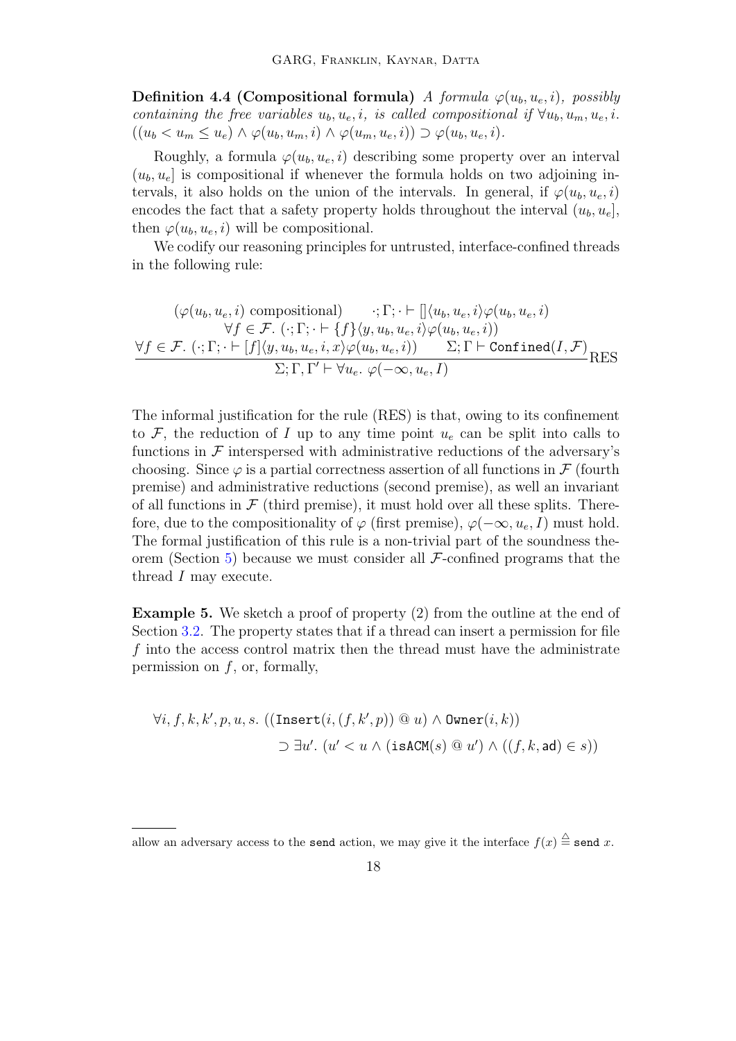**Definition 4.4 (Compositional formula)** *A formula $\varphi(u_b, u_e, i)$, possibly containing the free variables $u_b, u_e, i$, is called compositional if $\forall u_b, u_m, u_e, i.$ $((u_b < u_m \leq u_e) \wedge \varphi(u_b, u_m, i) \wedge \varphi(u_m, u_e, i)) \supset \varphi(u_b, u_e, i)$.*

Roughly, a formula $\varphi(u_b, u_e, i)$ describing some property over an interval $(u_b, u_e]$ is compositional if whenever the formula holds on two adjoining intervals, it also holds on the union of the intervals. In general, if $\varphi(u_b, u_e, i)$ encodes the fact that a safety property holds throughout the interval $(u_b, u_e]$, then $\varphi(u_b, u_e, i)$ will be compositional.

We codify our reasoning principles for untrusted, interface-confined threads in the following rule:

$$\frac{\begin{array}{c}(\varphi(u_b, u_e, i) \text{ compositional}) \qquad \cdot; \Gamma; \cdot \vdash [\,]\langle u_b, u_e, i\rangle \varphi(u_b, u_e, i) \\ \forall f \in \mathcal{F}.\ (\cdot; \Gamma; \cdot \vdash \{f\}\langle y, u_b, u_e, i\rangle \varphi(u_b, u_e, i)) \\ \forall f \in \mathcal{F}.\ (\cdot; \Gamma; \cdot \vdash [f]\langle y, u_b, u_e, i, x\rangle \varphi(u_b, u_e, i)) \qquad \Sigma; \Gamma \vdash \texttt{Confined}(I, \mathcal{F})\end{array}}{\Sigma; \Gamma, \Gamma' \vdash \forall u_e.\ \varphi(-\infty, u_e, I)} \text{RES}$$

The informal justification for the rule (RES) is that, owing to its confinement to $\mathcal{F}$, the reduction of $I$ up to any time point $u_e$ can be split into calls to functions in $\mathcal{F}$ interspersed with administrative reductions of the adversary's choosing. Since $\varphi$ is a partial correctness assertion of all functions in $\mathcal{F}$ (fourth premise) and administrative reductions (second premise), as well an invariant of all functions in $\mathcal{F}$ (third premise), it must hold over all these splits. Therefore, due to the compositionality of $\varphi$ (first premise), $\varphi(-\infty, u_e, I)$ must hold. The formal justification of this rule is a non-trivial part of the soundness theorem (Section 5) because we must consider all $\mathcal{F}$-confined programs that the thread $I$ may execute.

**Example 5.** We sketch a proof of property (2) from the outline at the end of Section 3.2. The property states that if a thread can insert a permission for file $f$ into the access control matrix then the thread must have the administrate permission on $f$, or, formally,

$$\begin{aligned}\forall i, f, k, k', p, u, s.\ ((&\texttt{Insert}(i, (f, k', p)) @ u) \wedge \texttt{Owner}(i, k)) \\ &\supset \exists u'.\ (u' < u \wedge (\texttt{isACM}(s) @ u') \wedge ((f, k, \mathsf{ad}) \in s))\end{aligned}$$

allow an adversary access to the `send` action, we may give it the interface $f(x) \triangleq \texttt{send}\ x$.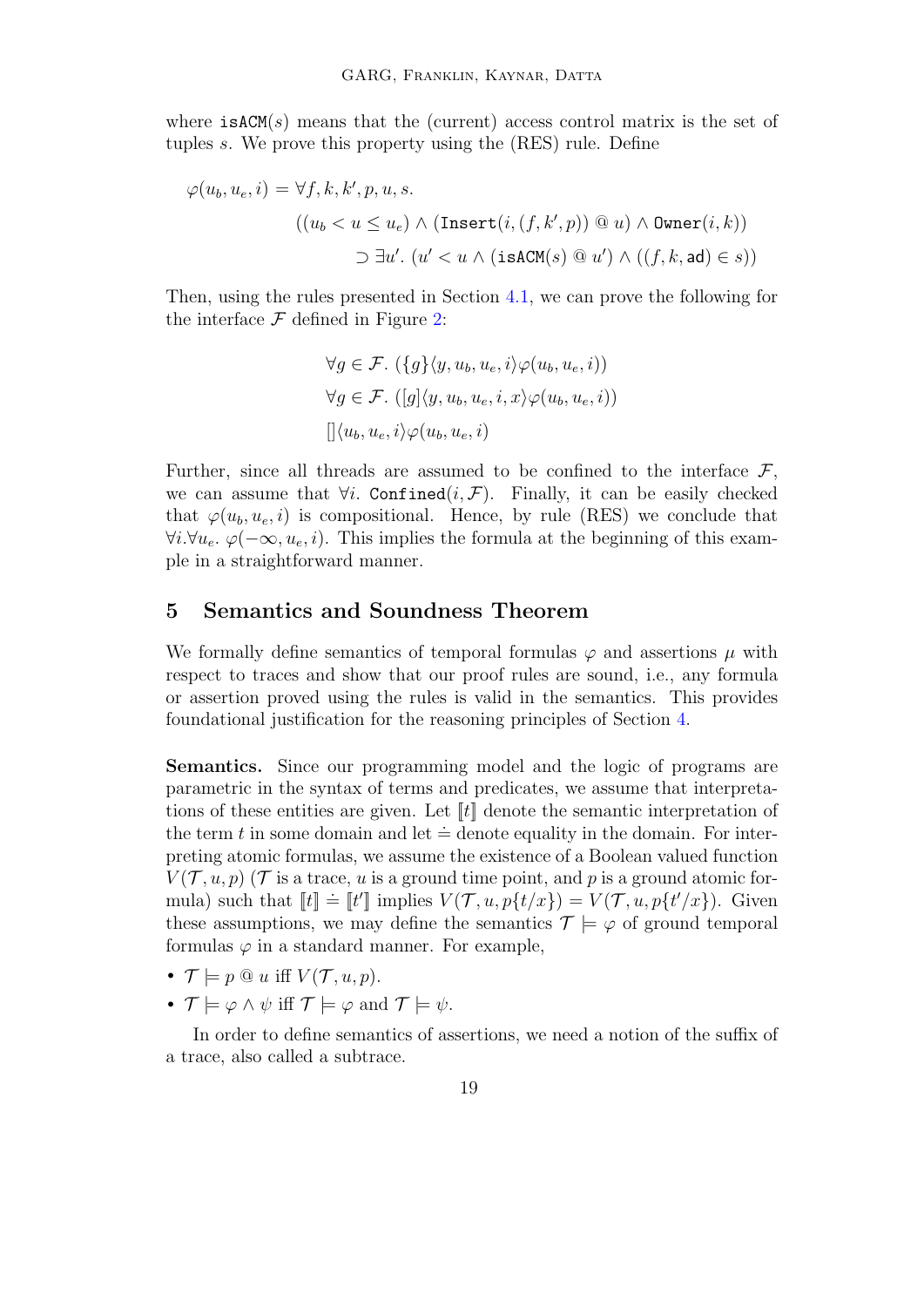where $\texttt{isACM}(s)$ means that the (current) access control matrix is the set of tuples $s$. We prove this property using the (RES) rule. Define

$$\varphi(u_b, u_e, i) = \forall f, k, k', p, u, s.$$
$$((u_b < u \leq u_e) \wedge (\texttt{Insert}(i, (f, k', p)) \mathbin{@} u) \wedge \texttt{Owner}(i, k))$$
$$\supset \exists u'.\ (u' < u \wedge (\texttt{isACM}(s) \mathbin{@} u') \wedge ((f, k, \mathsf{ad}) \in s))$$

Then, using the rules presented in Section 4.1, we can prove the following for the interface $\mathcal{F}$ defined in Figure 2:

$$\forall g \in \mathcal{F}.\ (\{g\}\langle y, u_b, u_e, i\rangle \varphi(u_b, u_e, i))$$
$$\forall g \in \mathcal{F}.\ ([g]\langle y, u_b, u_e, i, x\rangle \varphi(u_b, u_e, i))$$
$$[]\langle u_b, u_e, i\rangle \varphi(u_b, u_e, i)$$

Further, since all threads are assumed to be confined to the interface $\mathcal{F}$, we can assume that $\forall i.\ \texttt{Confined}(i, \mathcal{F})$. Finally, it can be easily checked that $\varphi(u_b, u_e, i)$ is compositional. Hence, by rule (RES) we conclude that $\forall i. \forall u_e.\ \varphi(-\infty, u_e, i)$. This implies the formula at the beginning of this example in a straightforward manner.

## 5 Semantics and Soundness Theorem

We formally define semantics of temporal formulas $\varphi$ and assertions $\mu$ with respect to traces and show that our proof rules are sound, i.e., any formula or assertion proved using the rules is valid in the semantics. This provides foundational justification for the reasoning principles of Section 4.

**Semantics.** Since our programming model and the logic of programs are parametric in the syntax of terms and predicates, we assume that interpretations of these entities are given. Let $[\![t]\!]$ denote the semantic interpretation of the term $t$ in some domain and let $\doteq$ denote equality in the domain. For interpreting atomic formulas, we assume the existence of a Boolean valued function $V(\mathcal{T}, u, p)$ ($\mathcal{T}$ is a trace, $u$ is a ground time point, and $p$ is a ground atomic formula) such that $[\![t]\!] \doteq [\![t']\!]$ implies $V(\mathcal{T}, u, p\{t/x\}) = V(\mathcal{T}, u, p\{t'/x\})$. Given these assumptions, we may define the semantics $\mathcal{T} \models \varphi$ of ground temporal formulas $\varphi$ in a standard manner. For example,

- $\mathcal{T} \models p \mathbin{@} u$ iff $V(\mathcal{T}, u, p)$.
- $\mathcal{T} \models \varphi \wedge \psi$ iff $\mathcal{T} \models \varphi$ and $\mathcal{T} \models \psi$.

In order to define semantics of assertions, we need a notion of the suffix of a trace, also called a subtrace.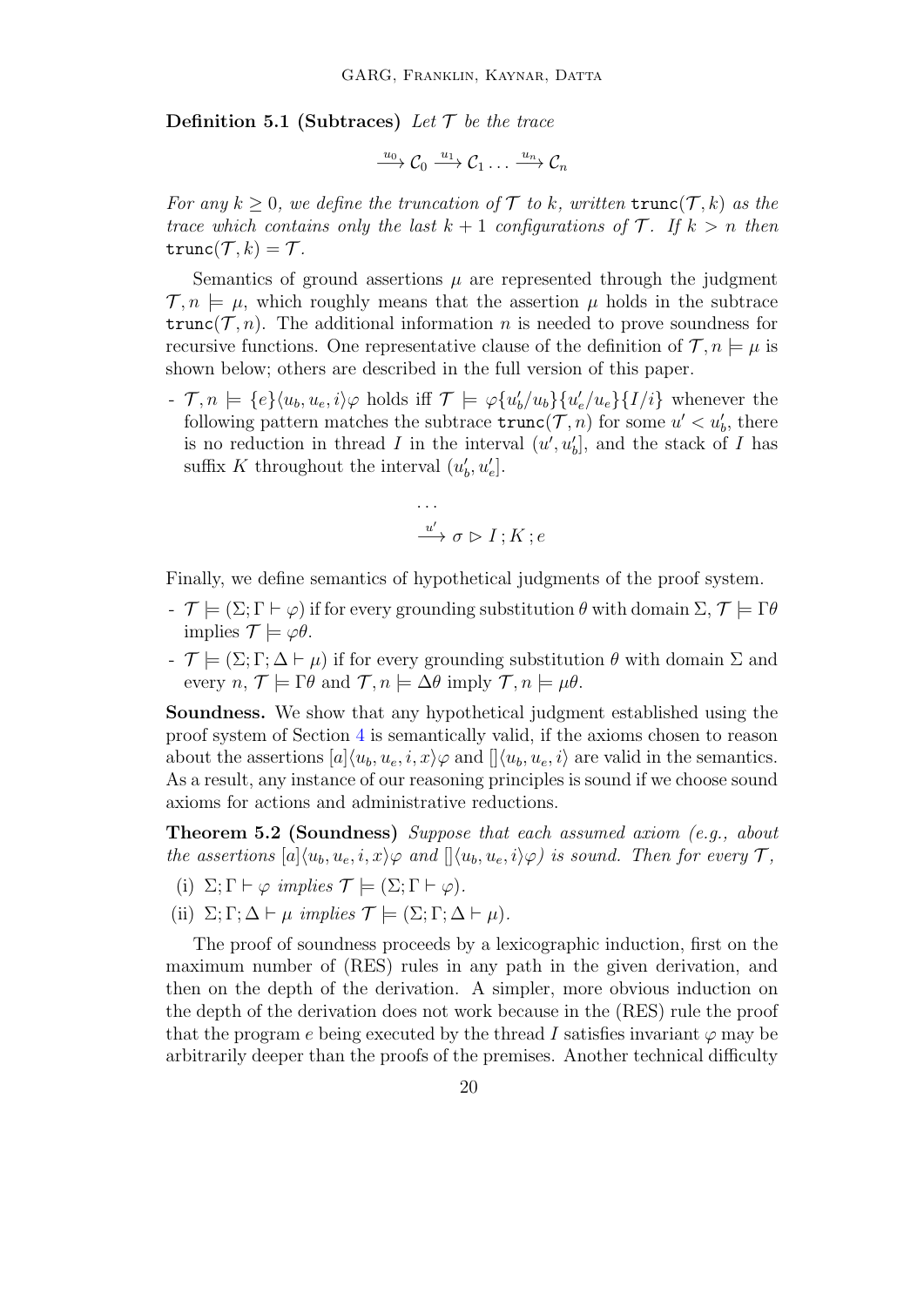**Definition 5.1 (Subtraces)** *Let $\mathcal{T}$ be the trace*

$$\xrightarrow{u_0} \mathcal{C}_0 \xrightarrow{u_1} \mathcal{C}_1 \ldots \xrightarrow{u_n} \mathcal{C}_n$$

*For any $k \geq 0$, we define the truncation of $\mathcal{T}$ to $k$, written $\texttt{trunc}(\mathcal{T}, k)$ as the trace which contains only the last $k+1$ configurations of $\mathcal{T}$. If $k > n$ then $\texttt{trunc}(\mathcal{T}, k) = \mathcal{T}$.*

Semantics of ground assertions $\mu$ are represented through the judgment $\mathcal{T}, n \models \mu$, which roughly means that the assertion $\mu$ holds in the subtrace $\texttt{trunc}(\mathcal{T}, n)$. The additional information $n$ is needed to prove soundness for recursive functions. One representative clause of the definition of $\mathcal{T}, n \models \mu$ is shown below; others are described in the full version of this paper.

- $\mathcal{T}, n \models \{e\}\langle u_b, u_e, i\rangle\varphi$ holds iff $\mathcal{T} \models \varphi\{u'_b/u_b\}\{u'_e/u_e\}\{I/i\}$ whenever the following pattern matches the subtrace $\texttt{trunc}(\mathcal{T}, n)$ for some $u' < u'_b$, there is no reduction in thread $I$ in the interval $(u', u'_b]$, and the stack of $I$ has suffix $K$ throughout the interval $(u'_b, u'_e]$.

$$\begin{array}{l} \ldots \\ \xrightarrow{u'} \sigma \rhd I \,;K\,; e \end{array}$$

Finally, we define semantics of hypothetical judgments of the proof system.

- $\mathcal{T} \models (\Sigma; \Gamma \vdash \varphi)$ if for every grounding substitution $\theta$ with domain $\Sigma$, $\mathcal{T} \models \Gamma\theta$ implies $\mathcal{T} \models \varphi\theta$.
- $\mathcal{T} \models (\Sigma; \Gamma; \Delta \vdash \mu)$ if for every grounding substitution $\theta$ with domain $\Sigma$ and every $n$, $\mathcal{T} \models \Gamma\theta$ and $\mathcal{T}, n \models \Delta\theta$ imply $\mathcal{T}, n \models \mu\theta$.

**Soundness.** We show that any hypothetical judgment established using the proof system of Section 4 is semantically valid, if the axioms chosen to reason about the assertions $[a]\langle u_b, u_e, i, x\rangle\varphi$ and $[]\langle u_b, u_e, i\rangle$ are valid in the semantics. As a result, any instance of our reasoning principles is sound if we choose sound axioms for actions and administrative reductions.

**Theorem 5.2 (Soundness)** *Suppose that each assumed axiom (e.g., about the assertions $[a]\langle u_b, u_e, i, x\rangle\varphi$ and $[]\langle u_b, u_e, i\rangle\varphi$) is sound. Then for every $\mathcal{T}$,*

(i) *$\Sigma; \Gamma \vdash \varphi$ implies $\mathcal{T} \models (\Sigma; \Gamma \vdash \varphi)$.*

(ii) *$\Sigma; \Gamma; \Delta \vdash \mu$ implies $\mathcal{T} \models (\Sigma; \Gamma; \Delta \vdash \mu)$.*

The proof of soundness proceeds by a lexicographic induction, first on the maximum number of (RES) rules in any path in the given derivation, and then on the depth of the derivation. A simpler, more obvious induction on the depth of the derivation does not work because in the (RES) rule the proof that the program $e$ being executed by the thread $I$ satisfies invariant $\varphi$ may be arbitrarily deeper than the proofs of the premises. Another technical difficulty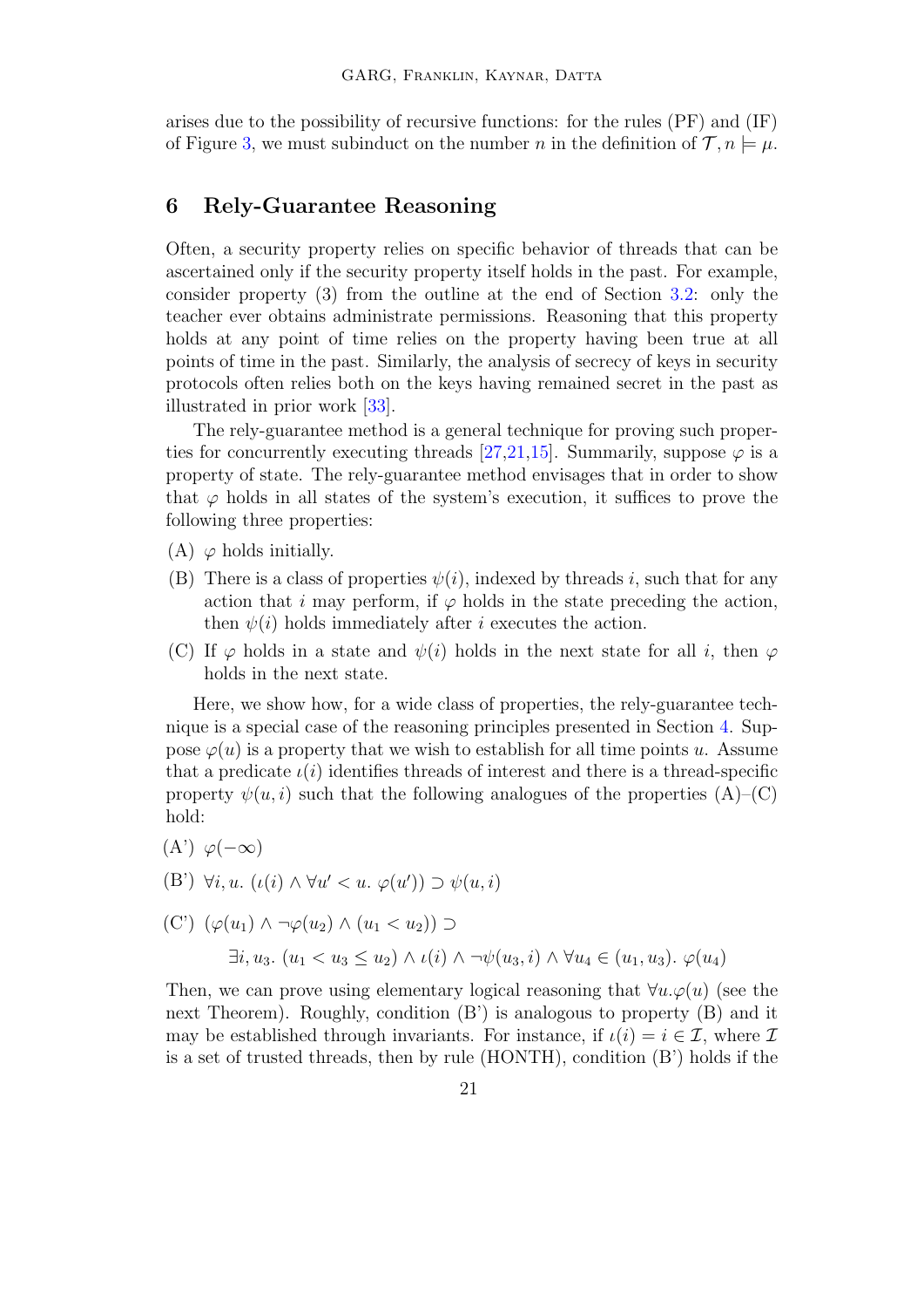arises due to the possibility of recursive functions: for the rules (PF) and (IF) of Figure 3, we must subinduct on the number $n$ in the definition of $\mathcal{T}, n \models \mu$.

## 6 Rely-Guarantee Reasoning

Often, a security property relies on specific behavior of threads that can be ascertained only if the security property itself holds in the past. For example, consider property (3) from the outline at the end of Section 3.2: only the teacher ever obtains administrate permissions. Reasoning that this property holds at any point of time relies on the property having been true at all points of time in the past. Similarly, the analysis of secrecy of keys in security protocols often relies both on the keys having remained secret in the past as illustrated in prior work [33].

The rely-guarantee method is a general technique for proving such properties for concurrently executing threads [27,21,15]. Summarily, suppose $\varphi$ is a property of state. The rely-guarantee method envisages that in order to show that $\varphi$ holds in all states of the system's execution, it suffices to prove the following three properties:

- (A) $\varphi$ holds initially.
- (B) There is a class of properties $\psi(i)$, indexed by threads $i$, such that for any action that $i$ may perform, if $\varphi$ holds in the state preceding the action, then $\psi(i)$ holds immediately after $i$ executes the action.
- (C) If $\varphi$ holds in a state and $\psi(i)$ holds in the next state for all $i$, then $\varphi$ holds in the next state.

Here, we show how, for a wide class of properties, the rely-guarantee technique is a special case of the reasoning principles presented in Section 4. Suppose $\varphi(u)$ is a property that we wish to establish for all time points $u$. Assume that a predicate $\iota(i)$ identifies threads of interest and there is a thread-specific property $\psi(u, i)$ such that the following analogues of the properties (A)–(C) hold:

- (A') $\varphi(-\infty)$
- (B') $\forall i, u.\ (\iota(i) \wedge \forall u' < u.\ \varphi(u')) \supset \psi(u, i)$
- (C') $(\varphi(u_1) \wedge \neg\varphi(u_2) \wedge (u_1 < u_2)) \supset$

$$\exists i, u_3.\ (u_1 < u_3 \leq u_2) \wedge \iota(i) \wedge \neg\psi(u_3, i) \wedge \forall u_4 \in (u_1, u_3).\ \varphi(u_4)$$

Then, we can prove using elementary logical reasoning that $\forall u.\varphi(u)$ (see the next Theorem). Roughly, condition (B') is analogous to property (B) and it may be established through invariants. For instance, if $\iota(i) = i \in \mathcal{I}$, where $\mathcal{I}$ is a set of trusted threads, then by rule (HONTH), condition (B') holds if the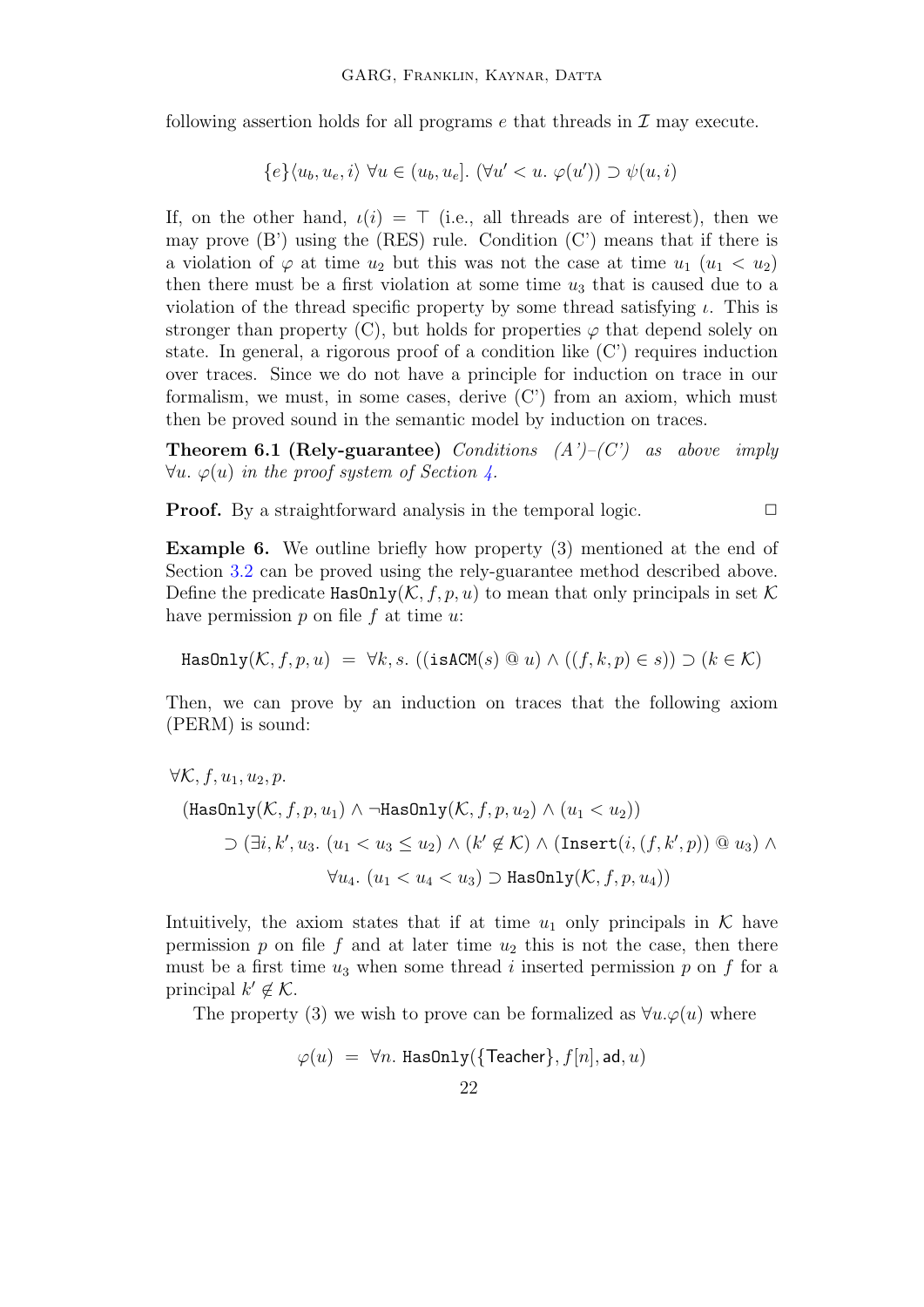following assertion holds for all programs $e$ that threads in $\mathcal{I}$ may execute.

$$\{e\}\langle u_b, u_e, i\rangle\ \forall u \in (u_b, u_e].\ (\forall u' < u.\ \varphi(u')) \supset \psi(u, i)$$

If, on the other hand, $\iota(i) = \top$ (i.e., all threads are of interest), then we may prove (B') using the (RES) rule. Condition (C') means that if there is a violation of $\varphi$ at time $u_2$ but this was not the case at time $u_1$ ($u_1 < u_2$) then there must be a first violation at some time $u_3$ that is caused due to a violation of the thread specific property by some thread satisfying $\iota$. This is stronger than property (C), but holds for properties $\varphi$ that depend solely on state. In general, a rigorous proof of a condition like (C') requires induction over traces. Since we do not have a principle for induction on trace in our formalism, we must, in some cases, derive (C') from an axiom, which must then be proved sound in the semantic model by induction on traces.

**Theorem 6.1 (Rely-guarantee)** *Conditions (A')–(C') as above imply $\forall u.\ \varphi(u)$ in the proof system of Section 4.*

**Proof.** By a straightforward analysis in the temporal logic. $\square$

**Example 6.** We outline briefly how property (3) mentioned at the end of Section 3.2 can be proved using the rely-guarantee method described above. Define the predicate $\texttt{HasOnly}(\mathcal{K}, f, p, u)$ to mean that only principals in set $\mathcal{K}$ have permission $p$ on file $f$ at time $u$:

$$\texttt{HasOnly}(\mathcal{K}, f, p, u)\ =\ \forall k, s.\ ((\texttt{isACM}(s)\ @\ u) \wedge ((f, k, p) \in s)) \supset (k \in \mathcal{K})$$

Then, we can prove by an induction on traces that the following axiom (PERM) is sound:

$$\begin{aligned}
&\forall \mathcal{K}, f, u_1, u_2, p.\\
&\quad (\texttt{HasOnly}(\mathcal{K}, f, p, u_1) \wedge \neg\texttt{HasOnly}(\mathcal{K}, f, p, u_2) \wedge (u_1 < u_2))\\
&\qquad \supset (\exists i, k', u_3.\ (u_1 < u_3 \leq u_2) \wedge (k' \notin \mathcal{K}) \wedge (\texttt{Insert}(i, (f, k', p))\ @\ u_3) \wedge\\
&\qquad\qquad \forall u_4.\ (u_1 < u_4 < u_3) \supset \texttt{HasOnly}(\mathcal{K}, f, p, u_4))
\end{aligned}$$

Intuitively, the axiom states that if at time $u_1$ only principals in $\mathcal{K}$ have permission $p$ on file $f$ and at later time $u_2$ this is not the case, then there must be a first time $u_3$ when some thread $i$ inserted permission $p$ on $f$ for a principal $k' \notin \mathcal{K}$.

The property (3) we wish to prove can be formalized as $\forall u.\varphi(u)$ where

$$\varphi(u)\ =\ \forall n.\ \texttt{HasOnly}(\{\mathsf{Teacher}\}, f[n], \mathsf{ad}, u)$$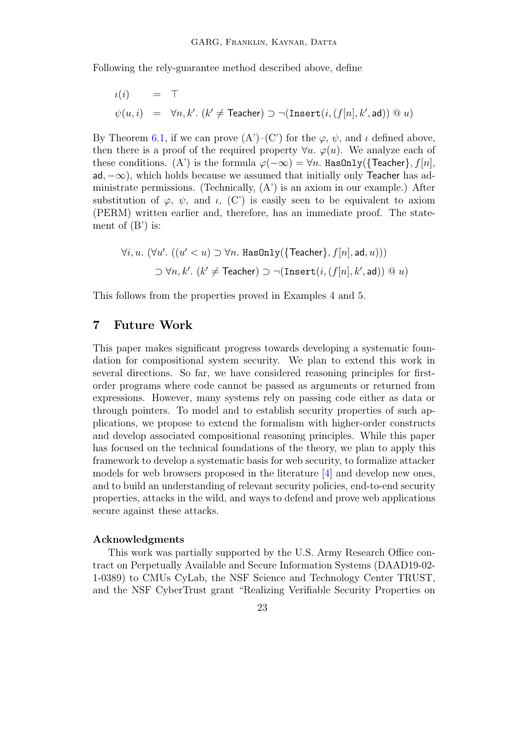Following the rely-guarantee method described above, define

$$
\begin{array}{lcl}
\iota(i) & = & \top \\
\psi(u, i) & = & \forall n, k'.\ (k' \neq \mathsf{Teacher}) \supset \neg(\mathtt{Insert}(i, (f[n], k', \mathsf{ad})) \mathbin{@} u)
\end{array}
$$

By Theorem 6.1, if we can prove (A')–(C') for the $\varphi$, $\psi$, and $\iota$ defined above, then there is a proof of the required property $\forall u.\ \varphi(u)$. We analyze each of these conditions. (A') is the formula $\varphi(-\infty) = \forall n.\ \mathtt{HasOnly}(\{\mathsf{Teacher}\}, f[n], \mathsf{ad}, -\infty)$, which holds because we assumed that initially only Teacher has administrate permissions. (Technically, (A') is an axiom in our example.) After substitution of $\varphi$, $\psi$, and $\iota$, (C') is easily seen to be equivalent to axiom (PERM) written earlier and, therefore, has an immediate proof. The statement of (B') is:

$$
\begin{array}{l}
\forall i, u.\ (\forall u'.\ ((u' < u) \supset \forall n.\ \mathtt{HasOnly}(\{\mathsf{Teacher}\}, f[n], \mathsf{ad}, u))) \\
\qquad \supset \forall n, k'.\ (k' \neq \mathsf{Teacher}) \supset \neg(\mathtt{Insert}(i, (f[n], k', \mathsf{ad})) \mathbin{@} u)
\end{array}
$$

This follows from the properties proved in Examples 4 and 5.

## 7 Future Work

This paper makes significant progress towards developing a systematic foundation for compositional system security. We plan to extend this work in several directions. So far, we have considered reasoning principles for first-order programs where code cannot be passed as arguments or returned from expressions. However, many systems rely on passing code either as data or through pointers. To model and to establish security properties of such applications, we propose to extend the formalism with higher-order constructs and develop associated compositional reasoning principles. While this paper has focused on the technical foundations of the theory, we plan to apply this framework to develop a systematic basis for web security, to formalize attacker models for web browsers proposed in the literature [4] and develop new ones, and to build an understanding of relevant security policies, end-to-end security properties, attacks in the wild, and ways to defend and prove web applications secure against these attacks.

### Acknowledgments

This work was partially supported by the U.S. Army Research Office contract on Perpetually Available and Secure Information Systems (DAAD19-02-1-0389) to CMUs CyLab, the NSF Science and Technology Center TRUST, and the NSF CyberTrust grant "Realizing Verifiable Security Properties on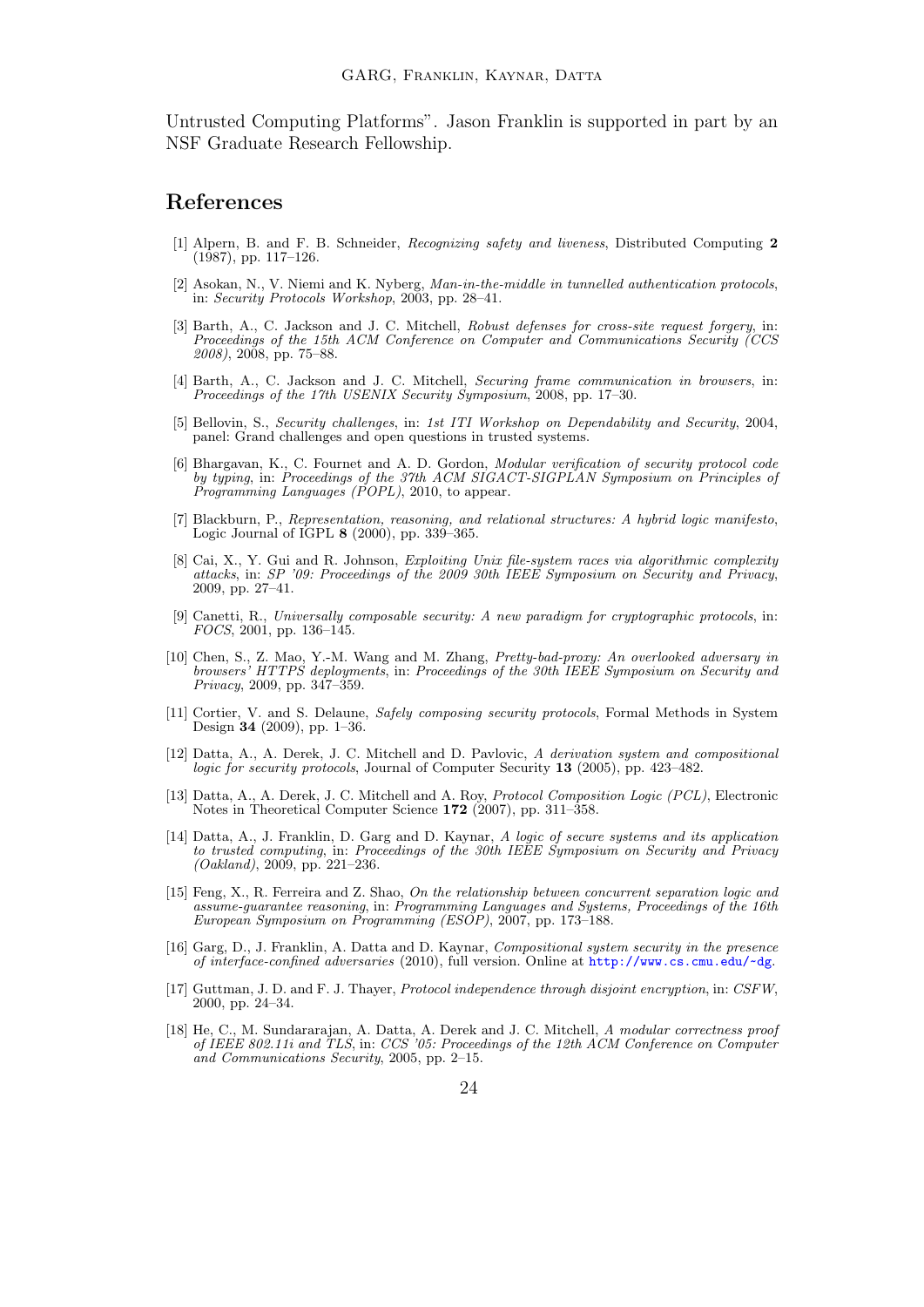Untrusted Computing Platforms". Jason Franklin is supported in part by an NSF Graduate Research Fellowship.

## References

[1] Alpern, B. and F. B. Schneider, *Recognizing safety and liveness*, Distributed Computing **2** (1987), pp. 117–126.

[2] Asokan, N., V. Niemi and K. Nyberg, *Man-in-the-middle in tunnelled authentication protocols*, in: *Security Protocols Workshop*, 2003, pp. 28–41.

[3] Barth, A., C. Jackson and J. C. Mitchell, *Robust defenses for cross-site request forgery*, in: *Proceedings of the 15th ACM Conference on Computer and Communications Security (CCS 2008)*, 2008, pp. 75–88.

[4] Barth, A., C. Jackson and J. C. Mitchell, *Securing frame communication in browsers*, in: *Proceedings of the 17th USENIX Security Symposium*, 2008, pp. 17–30.

[5] Bellovin, S., *Security challenges*, in: *1st ITI Workshop on Dependability and Security*, 2004, panel: Grand challenges and open questions in trusted systems.

[6] Bhargavan, K., C. Fournet and A. D. Gordon, *Modular verification of security protocol code by typing*, in: *Proceedings of the 37th ACM SIGACT-SIGPLAN Symposium on Principles of Programming Languages (POPL)*, 2010, to appear.

[7] Blackburn, P., *Representation, reasoning, and relational structures: A hybrid logic manifesto*, Logic Journal of IGPL **8** (2000), pp. 339–365.

[8] Cai, X., Y. Gui and R. Johnson, *Exploiting Unix file-system races via algorithmic complexity attacks*, in: *SP '09: Proceedings of the 2009 30th IEEE Symposium on Security and Privacy*, 2009, pp. 27–41.

[9] Canetti, R., *Universally composable security: A new paradigm for cryptographic protocols*, in: *FOCS*, 2001, pp. 136–145.

[10] Chen, S., Z. Mao, Y.-M. Wang and M. Zhang, *Pretty-bad-proxy: An overlooked adversary in browsers' HTTPS deployments*, in: *Proceedings of the 30th IEEE Symposium on Security and Privacy*, 2009, pp. 347–359.

[11] Cortier, V. and S. Delaune, *Safely composing security protocols*, Formal Methods in System Design **34** (2009), pp. 1–36.

[12] Datta, A., A. Derek, J. C. Mitchell and D. Pavlovic, *A derivation system and compositional logic for security protocols*, Journal of Computer Security **13** (2005), pp. 423–482.

[13] Datta, A., A. Derek, J. C. Mitchell and A. Roy, *Protocol Composition Logic (PCL)*, Electronic Notes in Theoretical Computer Science **172** (2007), pp. 311–358.

[14] Datta, A., J. Franklin, D. Garg and D. Kaynar, *A logic of secure systems and its application to trusted computing*, in: *Proceedings of the 30th IEEE Symposium on Security and Privacy (Oakland)*, 2009, pp. 221–236.

[15] Feng, X., R. Ferreira and Z. Shao, *On the relationship between concurrent separation logic and assume-guarantee reasoning*, in: *Programming Languages and Systems, Proceedings of the 16th European Symposium on Programming (ESOP)*, 2007, pp. 173–188.

[16] Garg, D., J. Franklin, A. Datta and D. Kaynar, *Compositional system security in the presence of interface-confined adversaries* (2010), full version. Online at http://www.cs.cmu.edu/~dg.

[17] Guttman, J. D. and F. J. Thayer, *Protocol independence through disjoint encryption*, in: *CSFW*, 2000, pp. 24–34.

[18] He, C., M. Sundararajan, A. Datta, A. Derek and J. C. Mitchell, *A modular correctness proof of IEEE 802.11i and TLS*, in: *CCS '05: Proceedings of the 12th ACM Conference on Computer and Communications Security*, 2005, pp. 2–15.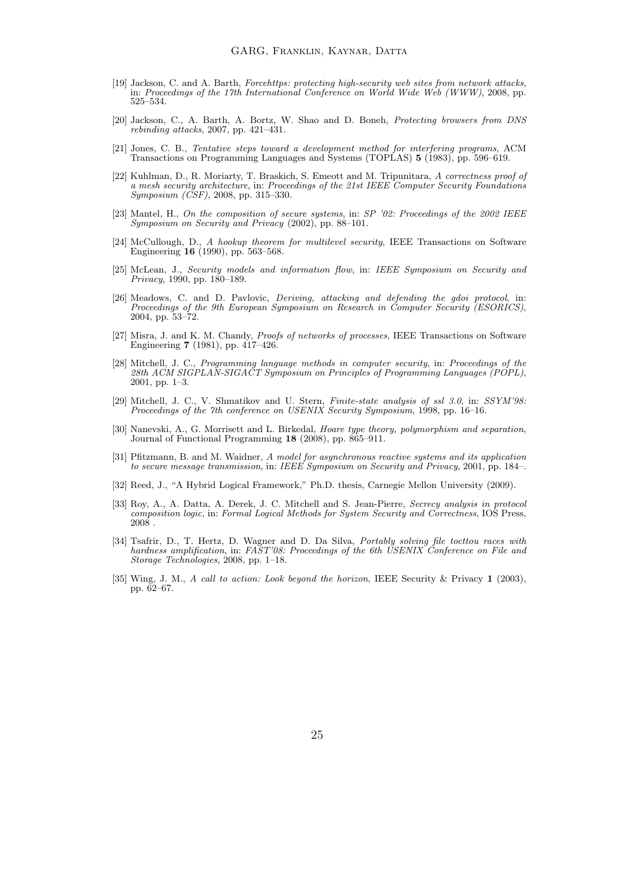[19] Jackson, C. and A. Barth, *Forcehttps: protecting high-security web sites from network attacks*, in: *Proceedings of the 17th International Conference on World Wide Web (WWW)*, 2008, pp. 525–534.

[20] Jackson, C., A. Barth, A. Bortz, W. Shao and D. Boneh, *Protecting browsers from DNS rebinding attacks*, 2007, pp. 421–431.

[21] Jones, C. B., *Tentative steps toward a development method for interfering programs*, ACM Transactions on Programming Languages and Systems (TOPLAS) **5** (1983), pp. 596–619.

[22] Kuhlman, D., R. Moriarty, T. Braskich, S. Emeott and M. Tripunitara, *A correctness proof of a mesh security architecture*, in: *Proceedings of the 21st IEEE Computer Security Foundations Symposium (CSF)*, 2008, pp. 315–330.

[23] Mantel, H., *On the composition of secure systems*, in: *SP '02: Proceedings of the 2002 IEEE Symposium on Security and Privacy* (2002), pp. 88–101.

[24] McCullough, D., *A hookup theorem for multilevel security*, IEEE Transactions on Software Engineering **16** (1990), pp. 563–568.

[25] McLean, J., *Security models and information flow*, in: *IEEE Symposium on Security and Privacy*, 1990, pp. 180–189.

[26] Meadows, C. and D. Pavlovic, *Deriving, attacking and defending the gdoi protocol*, in: *Proceedings of the 9th European Symposium on Research in Computer Security (ESORICS)*, 2004, pp. 53–72.

[27] Misra, J. and K. M. Chandy, *Proofs of networks of processes*, IEEE Transactions on Software Engineering **7** (1981), pp. 417–426.

[28] Mitchell, J. C., *Programming language methods in computer security*, in: *Proceedings of the 28th ACM SIGPLAN-SIGACT Symposium on Principles of Programming Languages (POPL)*, 2001, pp. 1–3.

[29] Mitchell, J. C., V. Shmatikov and U. Stern, *Finite-state analysis of ssl 3.0*, in: *SSYM'98: Proceedings of the 7th conference on USENIX Security Symposium*, 1998, pp. 16–16.

[30] Nanevski, A., G. Morrisett and L. Birkedal, *Hoare type theory, polymorphism and separation*, Journal of Functional Programming **18** (2008), pp. 865–911.

[31] Pfitzmann, B. and M. Waidner, *A model for asynchronous reactive systems and its application to secure message transmission*, in: *IEEE Symposium on Security and Privacy*, 2001, pp. 184–.

[32] Reed, J., "A Hybrid Logical Framework," Ph.D. thesis, Carnegie Mellon University (2009).

[33] Roy, A., A. Datta, A. Derek, J. C. Mitchell and S. Jean-Pierre, *Secrecy analysis in protocol composition logic*, in: *Formal Logical Methods for System Security and Correctness*, IOS Press, 2008 .

[34] Tsafrir, D., T. Hertz, D. Wagner and D. Da Silva, *Portably solving file tocttou races with hardness amplification*, in: *FAST'08: Proceedings of the 6th USENIX Conference on File and Storage Technologies*, 2008, pp. 1–18.

[35] Wing, J. M., *A call to action: Look beyond the horizon*, IEEE Security & Privacy **1** (2003), pp. 62–67.